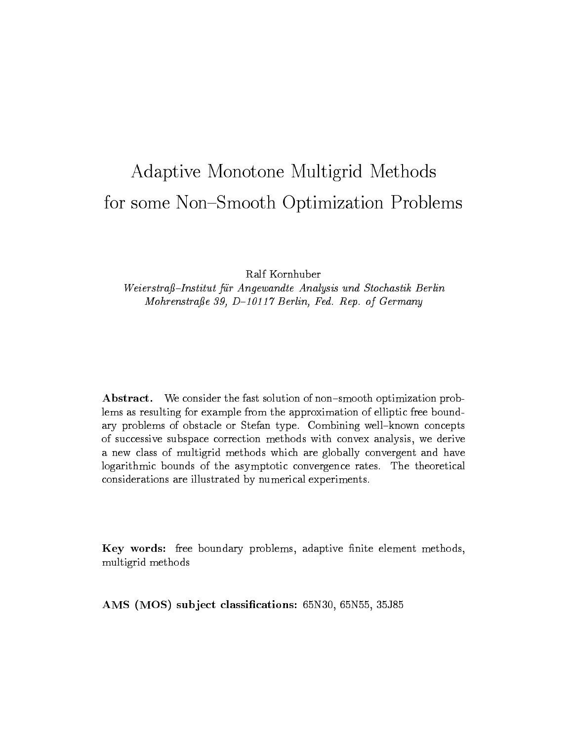# Adaptive Monotone Multigrid Methods for some Non–Smooth Optimization Problems

Ralf Kornhuber

*Weierstraß–Institut für Angewandte Analysis und Stochastik Berlin*
*Mohrenstraße 39, D–10117 Berlin, Fed. Rep. of Germany*

**Abstract.** We consider the fast solution of non–smooth optimization problems as resulting for example from the approximation of elliptic free boundary problems of obstacle or Stefan type. Combining well–known concepts of successive subspace correction methods with convex analysis, we derive a new class of multigrid methods which are globally convergent and have logarithmic bounds of the asymptotic convergence rates. The theoretical considerations are illustrated by numerical experiments.

**Key words:** free boundary problems, adaptive finite element methods, multigrid methods

**AMS (MOS) subject classifications:** 65N30, 65N55, 35J85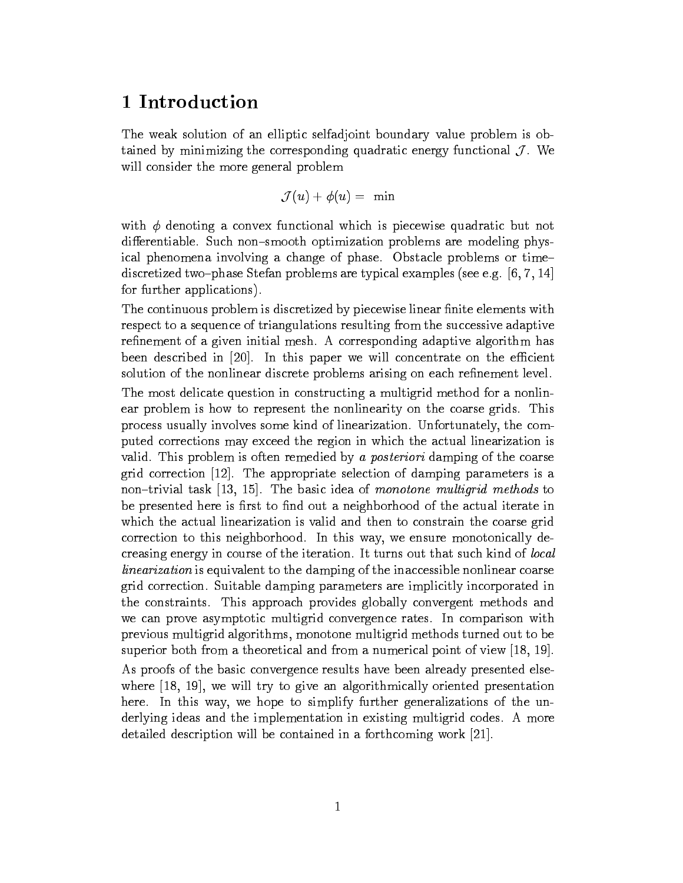# 1 Introduction

The weak solution of an elliptic selfadjoint boundary value problem is obtained by minimizing the corresponding quadratic energy functional $\mathcal{J}$. We will consider the more general problem

$$\mathcal{J}(u) + \phi(u) = \min$$

with $\phi$ denoting a convex functional which is piecewise quadratic but not differentiable. Such non–smooth optimization problems are modeling physical phenomena involving a change of phase. Obstacle problems or time–discretized two–phase Stefan problems are typical examples (see e.g. [6, 7, 14] for further applications).

The continuous problem is discretized by piecewise linear finite elements with respect to a sequence of triangulations resulting from the successive adaptive refinement of a given initial mesh. A corresponding adaptive algorithm has been described in [20]. In this paper we will concentrate on the efficient solution of the nonlinear discrete problems arising on each refinement level.

The most delicate question in constructing a multigrid method for a nonlinear problem is how to represent the nonlinearity on the coarse grids. This process usually involves some kind of linearization. Unfortunately, the computed corrections may exceed the region in which the actual linearization is valid. This problem is often remedied by *a posteriori* damping of the coarse grid correction [12]. The appropriate selection of damping parameters is a non–trivial task [13, 15]. The basic idea of *monotone multigrid methods* to be presented here is first to find out a neighborhood of the actual iterate in which the actual linearization is valid and then to constrain the coarse grid correction to this neighborhood. In this way, we ensure monotonically decreasing energy in course of the iteration. It turns out that such kind of *local linearization* is equivalent to the damping of the inaccessible nonlinear coarse grid correction. Suitable damping parameters are implicitly incorporated in the constraints. This approach provides globally convergent methods and we can prove asymptotic multigrid convergence rates. In comparison with previous multigrid algorithms, monotone multigrid methods turned out to be superior both from a theoretical and from a numerical point of view [18, 19].

As proofs of the basic convergence results have been already presented elsewhere [18, 19], we will try to give an algorithmically oriented presentation here. In this way, we hope to simplify further generalizations of the underlying ideas and the implementation in existing multigrid codes. A more detailed description will be contained in a forthcoming work [21].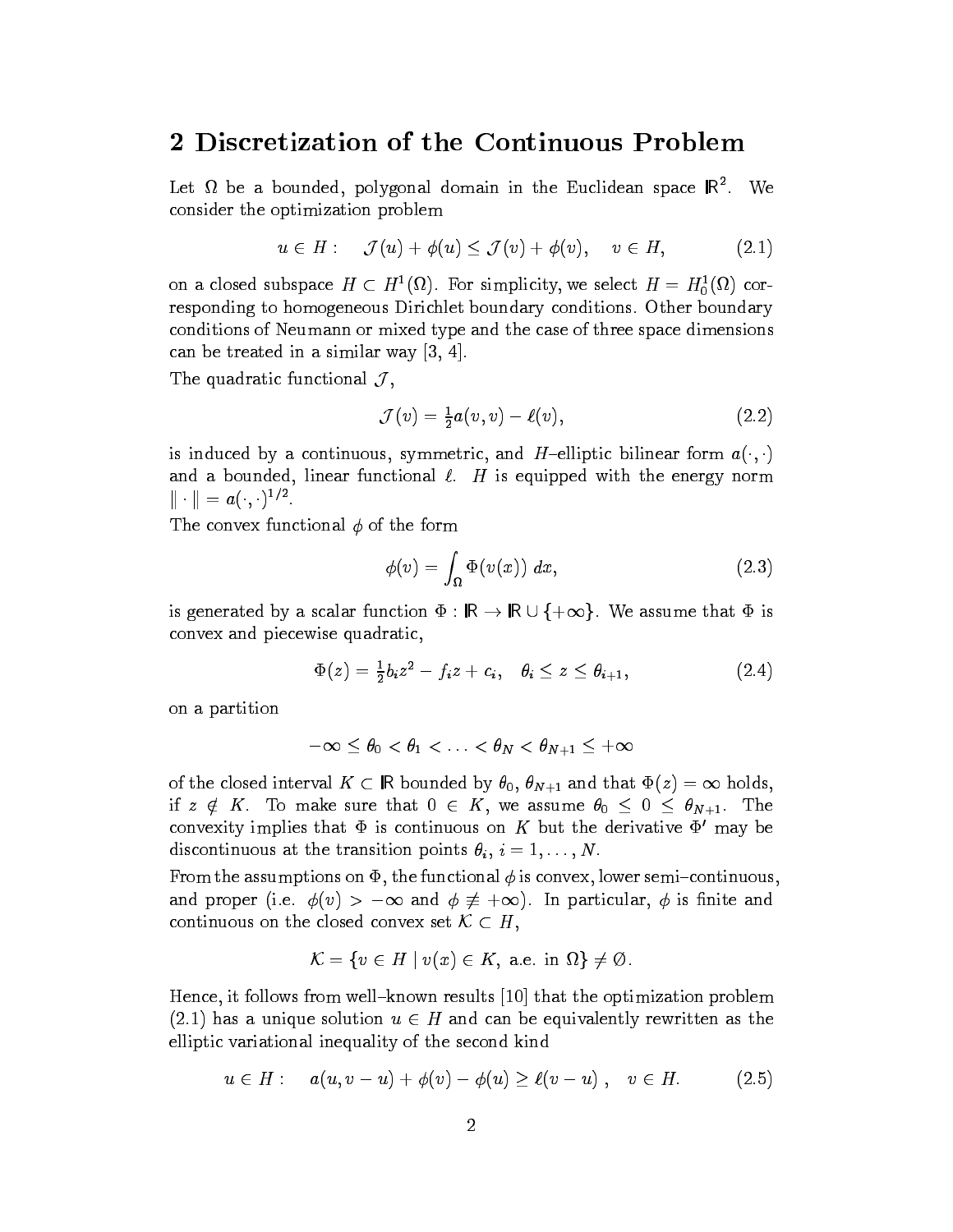## 2 Discretization of the Continuous Problem

Let $\Omega$ be a bounded, polygonal domain in the Euclidean space $\mathbb{R}^2$. We consider the optimization problem

$$u \in H: \quad \mathcal{J}(u) + \phi(u) \leq \mathcal{J}(v) + \phi(v), \quad v \in H, \tag{2.1}$$

on a closed subspace $H \subset H^1(\Omega)$. For simplicity, we select $H = H_0^1(\Omega)$ corresponding to homogeneous Dirichlet boundary conditions. Other boundary conditions of Neumann or mixed type and the case of three space dimensions can be treated in a similar way [3, 4].

The quadratic functional $\mathcal{J}$,

$$\mathcal{J}(v) = \tfrac{1}{2}a(v,v) - \ell(v), \tag{2.2}$$

is induced by a continuous, symmetric, and $H$–elliptic bilinear form $a(\cdot,\cdot)$ and a bounded, linear functional $\ell$. $H$ is equipped with the energy norm $\|\cdot\| = a(\cdot,\cdot)^{1/2}$.

The convex functional $\phi$ of the form

$$\phi(v) = \int_\Omega \Phi(v(x))\, dx, \tag{2.3}$$

is generated by a scalar function $\Phi : \mathbb{R} \to \mathbb{R} \cup \{+\infty\}$. We assume that $\Phi$ is convex and piecewise quadratic,

$$\Phi(z) = \tfrac{1}{2}b_i z^2 - f_i z + c_i, \quad \theta_i \leq z \leq \theta_{i+1}, \tag{2.4}$$

on a partition

$$-\infty \leq \theta_0 < \theta_1 < \ldots < \theta_N < \theta_{N+1} \leq +\infty$$

of the closed interval $K \subset \mathbb{R}$ bounded by $\theta_0$, $\theta_{N+1}$ and that $\Phi(z) = \infty$ holds, if $z \notin K$. To make sure that $0 \in K$, we assume $\theta_0 \leq 0 \leq \theta_{N+1}$. The convexity implies that $\Phi$ is continuous on $K$ but the derivative $\Phi'$ may be discontinuous at the transition points $\theta_i$, $i = 1, \ldots, N$.

From the assumptions on $\Phi$, the functional $\phi$ is convex, lower semi–continuous, and proper (i.e. $\phi(v) > -\infty$ and $\phi \not\equiv +\infty$). In particular, $\phi$ is finite and continuous on the closed convex set $\mathcal{K} \subset H$,

$$\mathcal{K} = \{v \in H \mid v(x) \in K, \text{ a.e. in } \Omega\} \neq \emptyset.$$

Hence, it follows from well–known results [10] that the optimization problem (2.1) has a unique solution $u \in H$ and can be equivalently rewritten as the elliptic variational inequality of the second kind

$$u \in H: \quad a(u, v-u) + \phi(v) - \phi(u) \geq \ell(v-u)\ , \quad v \in H. \tag{2.5}$$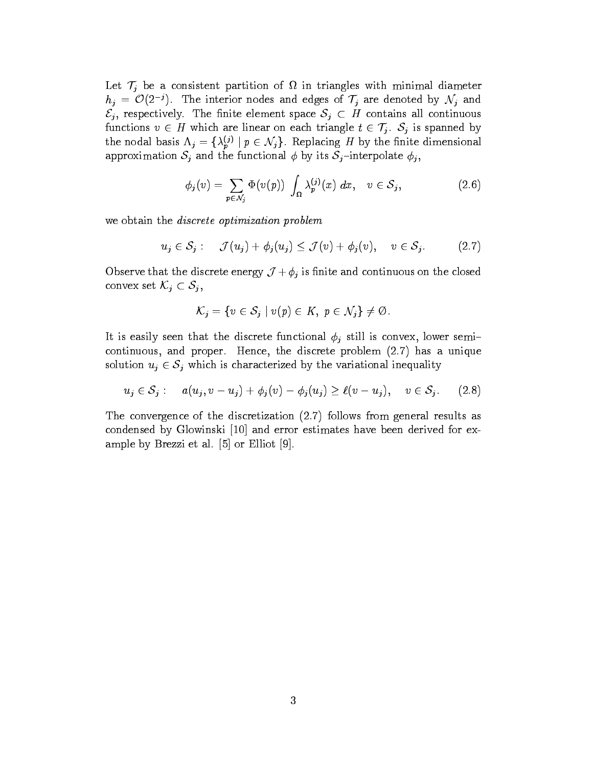Let $\mathcal{T}_j$ be a consistent partition of $\Omega$ in triangles with minimal diameter $h_j = \mathcal{O}(2^{-j})$. The interior nodes and edges of $\mathcal{T}_j$ are denoted by $\mathcal{N}_j$ and $\mathcal{E}_j$, respectively. The finite element space $\mathcal{S}_j \subset H$ contains all continuous functions $v \in H$ which are linear on each triangle $t \in \mathcal{T}_j$. $\mathcal{S}_j$ is spanned by the nodal basis $\Lambda_j = \{\lambda_p^{(j)} \mid p \in \mathcal{N}_j\}$. Replacing $H$ by the finite dimensional approximation $\mathcal{S}_j$ and the functional $\phi$ by its $\mathcal{S}_j$–interpolate $\phi_j$,

$$\phi_j(v) = \sum_{p \in \mathcal{N}_j} \Phi(v(p)) \int_\Omega \lambda_p^{(j)}(x)\, dx, \quad v \in \mathcal{S}_j, \tag{2.6}$$

we obtain the *discrete optimization problem*

$$u_j \in \mathcal{S}_j : \quad \mathcal{J}(u_j) + \phi_j(u_j) \le \mathcal{J}(v) + \phi_j(v), \quad v \in \mathcal{S}_j. \tag{2.7}$$

Observe that the discrete energy $\mathcal{J} + \phi_j$ is finite and continuous on the closed convex set $\mathcal{K}_j \subset \mathcal{S}_j$,

$$\mathcal{K}_j = \{v \in \mathcal{S}_j \mid v(p) \in K,\ p \in \mathcal{N}_j\} \neq \emptyset.$$

It is easily seen that the discrete functional $\phi_j$ still is convex, lower semi–continuous, and proper. Hence, the discrete problem (2.7) has a unique solution $u_j \in \mathcal{S}_j$ which is characterized by the variational inequality

$$u_j \in \mathcal{S}_j : \quad a(u_j, v - u_j) + \phi_j(v) - \phi_j(u_j) \ge \ell(v - u_j), \quad v \in \mathcal{S}_j. \tag{2.8}$$

The convergence of the discretization (2.7) follows from general results as condensed by Glowinski [10] and error estimates have been derived for example by Brezzi et al. [5] or Elliot [9].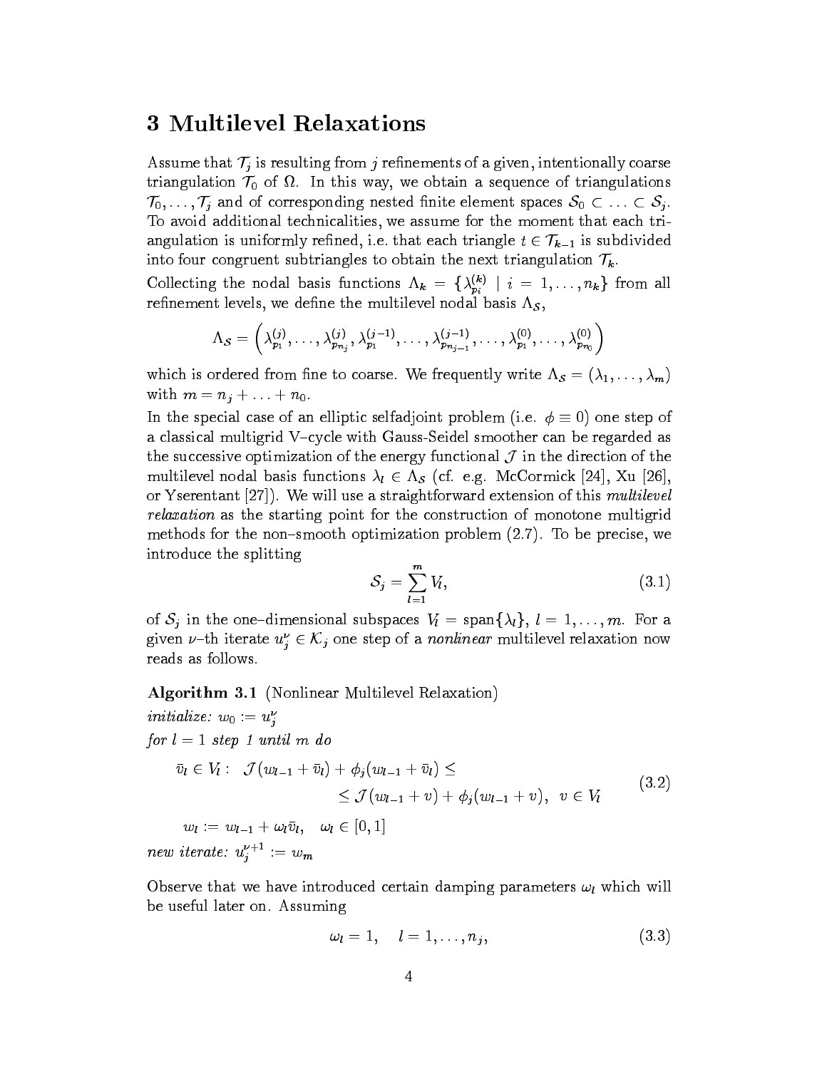# 3 Multilevel Relaxations

Assume that $\mathcal{T}_j$ is resulting from $j$ refinements of a given, intentionally coarse triangulation $\mathcal{T}_0$ of $\Omega$. In this way, we obtain a sequence of triangulations $\mathcal{T}_0, \ldots, \mathcal{T}_j$ and of corresponding nested finite element spaces $\mathcal{S}_0 \subset \ldots \subset \mathcal{S}_j$. To avoid additional technicalities, we assume for the moment that each triangulation is uniformly refined, i.e. that each triangle $t \in \mathcal{T}_{k-1}$ is subdivided into four congruent subtriangles to obtain the next triangulation $\mathcal{T}_k$.

Collecting the nodal basis functions $\Lambda_k = \{\lambda_{p_i}^{(k)} \mid i = 1, \ldots, n_k\}$ from all refinement levels, we define the multilevel nodal basis $\Lambda_{\mathcal{S}}$,

$$\Lambda_{\mathcal{S}} = \left(\lambda_{p_1}^{(j)}, \ldots, \lambda_{p_{n_j}}^{(j)}, \lambda_{p_1}^{(j-1)}, \ldots, \lambda_{p_{n_{j-1}}}^{(j-1)}, \ldots, \lambda_{p_1}^{(0)}, \ldots, \lambda_{p_{n_0}}^{(0)}\right)$$

which is ordered from fine to coarse. We frequently write $\Lambda_{\mathcal{S}} = (\lambda_1, \ldots, \lambda_m)$ with $m = n_j + \ldots + n_0$.

In the special case of an elliptic selfadjoint problem (i.e. $\phi \equiv 0$) one step of a classical multigrid V–cycle with Gauss-Seidel smoother can be regarded as the successive optimization of the energy functional $\mathcal{J}$ in the direction of the multilevel nodal basis functions $\lambda_l \in \Lambda_{\mathcal{S}}$ (cf. e.g. McCormick [24], Xu [26], or Yserentant [27]). We will use a straightforward extension of this *multilevel relaxation* as the starting point for the construction of monotone multigrid methods for the non–smooth optimization problem (2.7). To be precise, we introduce the splitting

$$\mathcal{S}_j = \sum_{l=1}^{m} V_l, \tag{3.1}$$

of $\mathcal{S}_j$ in the one–dimensional subspaces $V_l = \operatorname{span}\{\lambda_l\}$, $l = 1, \ldots, m$. For a given $\nu$–th iterate $u_j^\nu \in \mathcal{K}_j$ one step of a *nonlinear* multilevel relaxation now reads as follows.

**Algorithm 3.1** (Nonlinear Multilevel Relaxation)

*initialize:* $w_0 := u_j^\nu$

*for* $l = 1$ *step 1 until* $m$ *do*

$$\begin{aligned} \bar{v}_l \in V_l: \quad \mathcal{J}(w_{l-1} + \bar{v}_l) + \phi_j(w_{l-1} + \bar{v}_l) &\leq \\ \leq \mathcal{J}(w_{l-1} + v) + \phi_j(w_{l-1} + v), \quad v &\in V_l \end{aligned} \tag{3.2}$$

$\quad w_l := w_{l-1} + \omega_l \bar{v}_l, \quad \omega_l \in [0,1]$

*new iterate:* $u_j^{\nu+1} := w_m$

Observe that we have introduced certain damping parameters $\omega_l$ which will be useful later on. Assuming

$$\omega_l = 1, \quad l = 1, \ldots, n_j, \tag{3.3}$$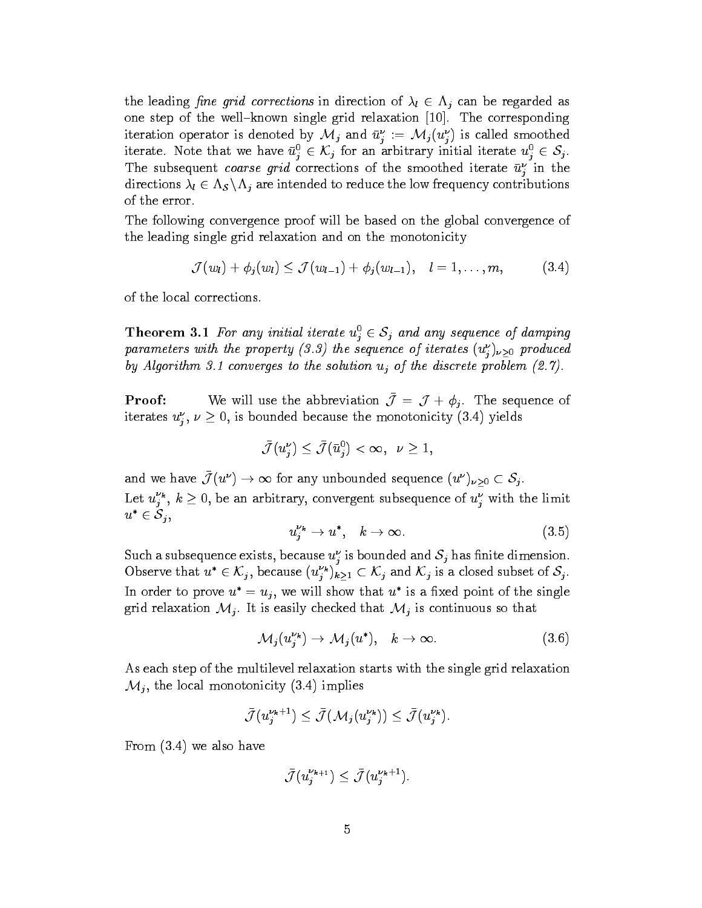the leading *fine grid corrections* in direction of $\lambda_l \in \Lambda_j$ can be regarded as one step of the well–known single grid relaxation [10]. The corresponding iteration operator is denoted by $\mathcal{M}_j$ and $\bar{u}_j^\nu := \mathcal{M}_j(u_j^\nu)$ is called smoothed iterate. Note that we have $\bar{u}_j^0 \in \mathcal{K}_j$ for an arbitrary initial iterate $u_j^0 \in \mathcal{S}_j$. The subsequent *coarse grid* corrections of the smoothed iterate $\bar{u}_j^\nu$ in the directions $\lambda_l \in \Lambda_{\mathcal{S}} \backslash \Lambda_j$ are intended to reduce the low frequency contributions of the error.

The following convergence proof will be based on the global convergence of the leading single grid relaxation and on the monotonicity

$$\mathcal{J}(w_l) + \phi_j(w_l) \leq \mathcal{J}(w_{l-1}) + \phi_j(w_{l-1}), \quad l = 1, \ldots, m, \tag{3.4}$$

of the local corrections.

**Theorem 3.1** *For any initial iterate $u_j^0 \in \mathcal{S}_j$ and any sequence of damping parameters with the property (3.3) the sequence of iterates $(u_j^\nu)_{\nu \geq 0}$ produced by Algorithm 3.1 converges to the solution $u_j$ of the discrete problem (2.7).*

**Proof:** We will use the abbreviation $\bar{\mathcal{J}} = \mathcal{J} + \phi_j$. The sequence of iterates $u_j^\nu$, $\nu \geq 0$, is bounded because the monotonicity (3.4) yields

$$\bar{\mathcal{J}}(u_j^\nu) \leq \bar{\mathcal{J}}(\bar{u}_j^0) < \infty, \;\; \nu \geq 1,$$

and we have $\bar{\mathcal{J}}(u^\nu) \to \infty$ for any unbounded sequence $(u^\nu)_{\nu \geq 0} \subset \mathcal{S}_j$.

Let $u_j^{\nu_k}$, $k \geq 0$, be an arbitrary, convergent subsequence of $u_j^\nu$ with the limit $u^* \in \mathcal{S}_j$,

$$u_j^{\nu_k} \to u^*, \quad k \to \infty. \tag{3.5}$$

Such a subsequence exists, because $u_j^\nu$ is bounded and $\mathcal{S}_j$ has finite dimension. Observe that $u^* \in \mathcal{K}_j$, because $(u_j^{\nu_k})_{k \geq 1} \subset \mathcal{K}_j$ and $\mathcal{K}_j$ is a closed subset of $\mathcal{S}_j$.

In order to prove $u^* = u_j$, we will show that $u^*$ is a fixed point of the single grid relaxation $\mathcal{M}_j$. It is easily checked that $\mathcal{M}_j$ is continuous so that

$$\mathcal{M}_j(u_j^{\nu_k}) \to \mathcal{M}_j(u^*), \quad k \to \infty. \tag{3.6}$$

As each step of the multilevel relaxation starts with the single grid relaxation $\mathcal{M}_j$, the local monotonicity (3.4) implies

$$\bar{\mathcal{J}}(u_j^{\nu_k+1}) \leq \bar{\mathcal{J}}(\mathcal{M}_j(u_j^{\nu_k})) \leq \bar{\mathcal{J}}(u_j^{\nu_k}).$$

From (3.4) we also have

$$\bar{\mathcal{J}}(u_j^{\nu_{k+1}}) \leq \bar{\mathcal{J}}(u_j^{\nu_k+1}).$$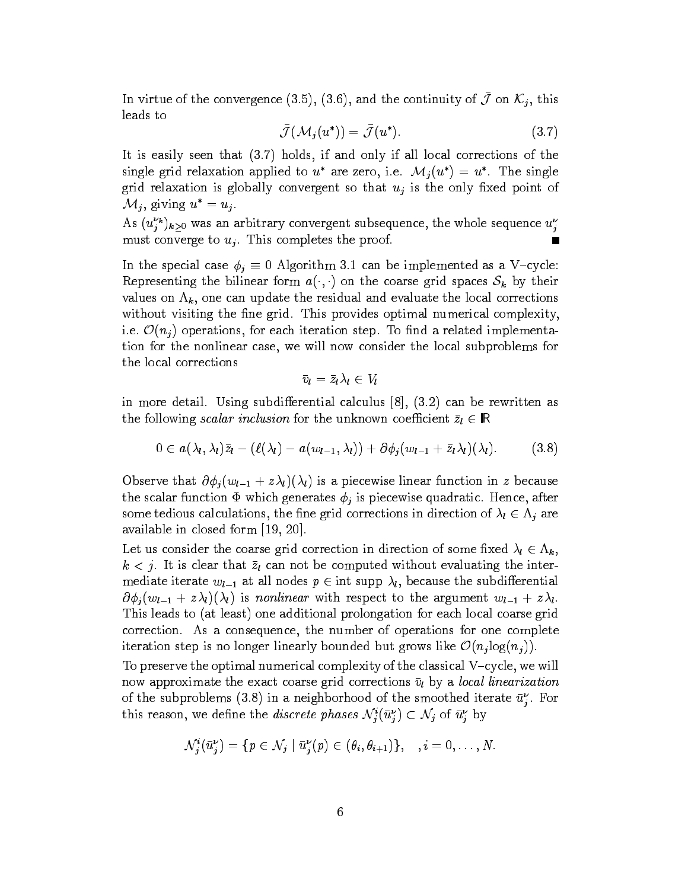In virtue of the convergence (3.5), (3.6), and the continuity of $\bar{\mathcal{J}}$ on $\mathcal{K}_j$, this leads to

$$\bar{\mathcal{J}}(\mathcal{M}_j(u^*)) = \bar{\mathcal{J}}(u^*). \tag{3.7}$$

It is easily seen that (3.7) holds, if and only if all local corrections of the single grid relaxation applied to $u^*$ are zero, i.e. $\mathcal{M}_j(u^*) = u^*$. The single grid relaxation is globally convergent so that $u_j$ is the only fixed point of $\mathcal{M}_j$, giving $u^* = u_j$.

As $(u_j^{\nu_k})_{k\geq 0}$ was an arbitrary convergent subsequence, the whole sequence $u_j^\nu$ must converge to $u_j$. This completes the proof. ∎

In the special case $\phi_j \equiv 0$ Algorithm 3.1 can be implemented as a V–cycle: Representing the bilinear form $a(\cdot,\cdot)$ on the coarse grid spaces $\mathcal{S}_k$ by their values on $\Lambda_k$, one can update the residual and evaluate the local corrections without visiting the fine grid. This provides optimal numerical complexity, i.e. $\mathcal{O}(n_j)$ operations, for each iteration step. To find a related implementation for the nonlinear case, we will now consider the local subproblems for the local corrections

$$\bar{v}_l = \bar{z}_l \lambda_l \in V_l$$

in more detail. Using subdifferential calculus [8], (3.2) can be rewritten as the following *scalar inclusion* for the unknown coefficient $\bar{z}_l \in \mathbb{R}$

$$0 \in a(\lambda_l,\lambda_l)\bar{z}_l - (\ell(\lambda_l) - a(w_{l-1},\lambda_l)) + \partial\phi_j(w_{l-1} + \bar{z}_l\lambda_l)(\lambda_l). \tag{3.8}$$

Observe that $\partial\phi_j(w_{l-1} + z\lambda_l)(\lambda_l)$ is a piecewise linear function in $z$ because the scalar function $\Phi$ which generates $\phi_j$ is piecewise quadratic. Hence, after some tedious calculations, the fine grid corrections in direction of $\lambda_l \in \Lambda_j$ are available in closed form [19, 20].

Let us consider the coarse grid correction in direction of some fixed $\lambda_l \in \Lambda_k$, $k < j$. It is clear that $\bar{z}_l$ can not be computed without evaluating the intermediate iterate $w_{l-1}$ at all nodes $p \in \operatorname{int}\operatorname{supp}\lambda_l$, because the subdifferential $\partial\phi_j(w_{l-1} + z\lambda_l)(\lambda_l)$ is *nonlinear* with respect to the argument $w_{l-1} + z\lambda_l$. This leads to (at least) one additional prolongation for each local coarse grid correction. As a consequence, the number of operations for one complete iteration step is no longer linearly bounded but grows like $\mathcal{O}(n_j \log(n_j))$.

To preserve the optimal numerical complexity of the classical V–cycle, we will now approximate the exact coarse grid corrections $\bar{v}_l$ by a *local linearization* of the subproblems (3.8) in a neighborhood of the smoothed iterate $\bar{u}_j^\nu$. For this reason, we define the *discrete phases* $\mathcal{N}_j^i(\bar{u}_j^\nu) \subset \mathcal{N}_j$ of $\bar{u}_j^\nu$ by

$$\mathcal{N}_j^i(\bar{u}_j^\nu) = \{p \in \mathcal{N}_j \mid \bar{u}_j^\nu(p) \in (\theta_i,\theta_{i+1})\}, \quad ,i = 0,\ldots,N.$$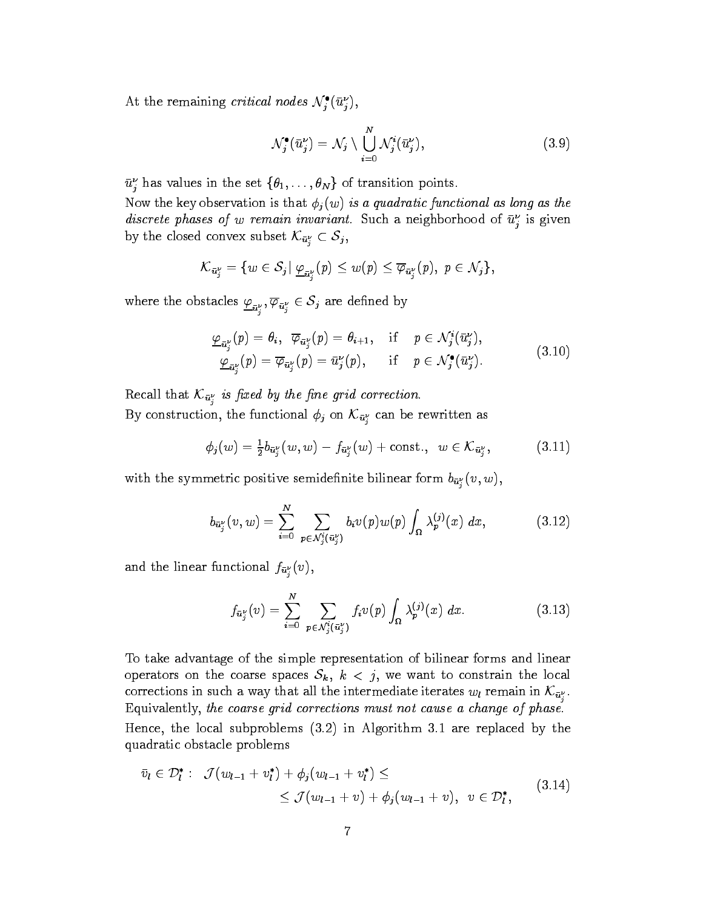At the remaining *critical nodes* $\mathcal{N}_j^\bullet(\bar{u}_j^\nu)$,

$$\mathcal{N}_j^\bullet(\bar{u}_j^\nu) = \mathcal{N}_j \setminus \bigcup_{i=0}^{N} \mathcal{N}_j^i(\bar{u}_j^\nu), \tag{3.9}$$

$\bar{u}_j^\nu$ has values in the set $\{\theta_1, \ldots, \theta_N\}$ of transition points.

Now the key observation is that $\phi_j(w)$ *is a quadratic functional as long as the discrete phases of* $w$ *remain invariant.* Such a neighborhood of $\bar{u}_j^\nu$ is given by the closed convex subset $\mathcal{K}_{\bar{u}_j^\nu} \subset \mathcal{S}_j$,

$$\mathcal{K}_{\bar{u}_j^\nu} = \{w \in \mathcal{S}_j \,|\, \underline{\varphi}_{\bar{u}_j^\nu}(p) \leq w(p) \leq \overline{\varphi}_{\bar{u}_j^\nu}(p),\; p \in \mathcal{N}_j\},$$

where the obstacles $\underline{\varphi}_{\bar{u}_j^\nu}, \overline{\varphi}_{\bar{u}_j^\nu} \in \mathcal{S}_j$ are defined by

$$\begin{aligned} \underline{\varphi}_{\bar{u}_j^\nu}(p) = \theta_i,\;\; \overline{\varphi}_{\bar{u}_j^\nu}(p) = \theta_{i+1}, \quad &\text{if} \quad p \in \mathcal{N}_j^i(\bar{u}_j^\nu), \\ \underline{\varphi}_{\bar{u}_j^\nu}(p) = \overline{\varphi}_{\bar{u}_j^\nu}(p) = \bar{u}_j^\nu(p), \quad &\text{if} \quad p \in \mathcal{N}_j^\bullet(\bar{u}_j^\nu). \end{aligned} \tag{3.10}$$

Recall that $\mathcal{K}_{\bar{u}_j^\nu}$ *is fixed by the fine grid correction.*

By construction, the functional $\phi_j$ on $\mathcal{K}_{\bar{u}_j^\nu}$ can be rewritten as

$$\phi_j(w) = \tfrac{1}{2} b_{\bar{u}_j^\nu}(w,w) - f_{\bar{u}_j^\nu}(w) + \text{const.}, \quad w \in \mathcal{K}_{\bar{u}_j^\nu}, \tag{3.11}$$

with the symmetric positive semidefinite bilinear form $b_{\bar{u}_j^\nu}(v,w)$,

$$b_{\bar{u}_j^\nu}(v,w) = \sum_{i=0}^{N} \sum_{p \in \mathcal{N}_j^i(\bar{u}_j^\nu)} b_i v(p) w(p) \int_\Omega \lambda_p^{(j)}(x)\; dx, \tag{3.12}$$

and the linear functional $f_{\bar{u}_j^\nu}(v)$,

$$f_{\bar{u}_j^\nu}(v) = \sum_{i=0}^{N} \sum_{p \in \mathcal{N}_j^i(\bar{u}_j^\nu)} f_i v(p) \int_\Omega \lambda_p^{(j)}(x)\; dx. \tag{3.13}$$

To take advantage of the simple representation of bilinear forms and linear operators on the coarse spaces $\mathcal{S}_k$, $k < j$, we want to constrain the local corrections in such a way that all the intermediate iterates $w_l$ remain in $\mathcal{K}_{\bar{u}_j^\nu}$. Equivalently, *the coarse grid corrections must not cause a change of phase.*

Hence, the local subproblems (3.2) in Algorithm 3.1 are replaced by the quadratic obstacle problems

$$\begin{aligned} \bar{v}_l \in \mathcal{D}_l^* : \;\; \mathcal{J}(w_{l-1} + v_l^*) + \phi_j(w_{l-1} + v_l^*) &\leq \\ \leq \mathcal{J}(w_{l-1} + v) + \phi_j(w_{l-1} + v), \;\; &v \in \mathcal{D}_l^*, \end{aligned} \tag{3.14}$$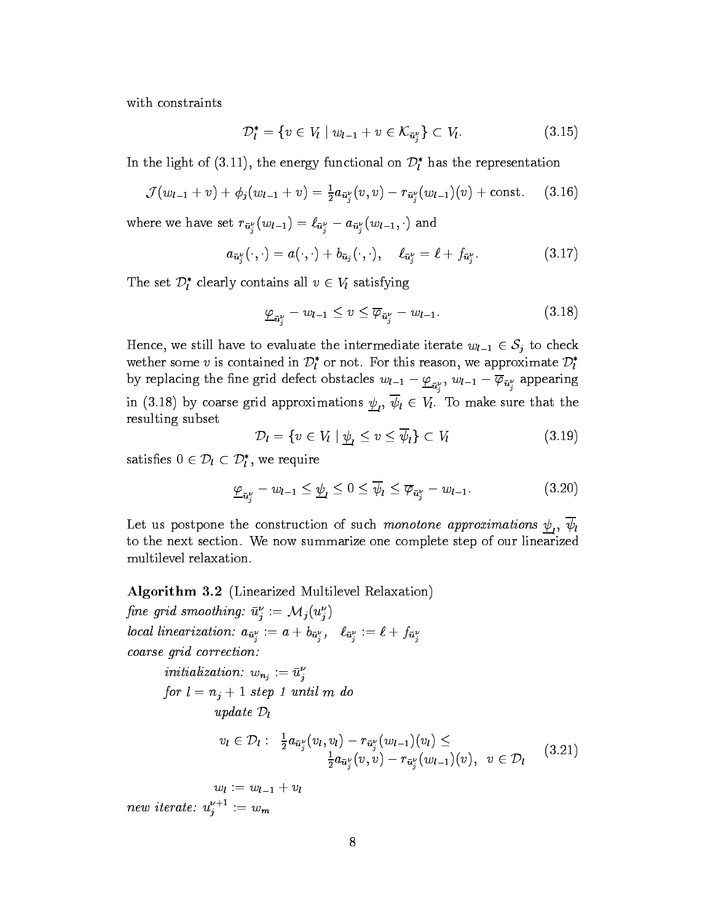with constraints

$$\mathcal{D}_l^* = \{v \in V_l \mid w_{l-1} + v \in \mathcal{K}_{\bar{u}_j^\nu}\} \subset V_l. \tag{3.15}$$

In the light of (3.11), the energy functional on $\mathcal{D}_l^*$ has the representation

$$\mathcal{J}(w_{l-1} + v) + \phi_j(w_{l-1} + v) = \tfrac{1}{2} a_{\bar{u}_j^\nu}(v, v) - r_{\bar{u}_j^\nu}(w_{l-1})(v) + \text{const.} \tag{3.16}$$

where we have set $r_{\bar{u}_j^\nu}(w_{l-1}) = \ell_{\bar{u}_j^\nu} - a_{\bar{u}_j^\nu}(w_{l-1}, \cdot)$ and

$$a_{\bar{u}_j^\nu}(\cdot,\cdot) = a(\cdot,\cdot) + b_{\bar{u}_j}(\cdot,\cdot), \quad \ell_{\bar{u}_j^\nu} = \ell + f_{\bar{u}_j^\nu}. \tag{3.17}$$

The set $\mathcal{D}_l^*$ clearly contains all $v \in V_l$ satisfying

$$\underline{\varphi}_{\bar{u}_j^\nu} - w_{l-1} \le v \le \overline{\varphi}_{\bar{u}_j^\nu} - w_{l-1}. \tag{3.18}$$

Hence, we still have to evaluate the intermediate iterate $w_{l-1} \in \mathcal{S}_j$ to check wether some $v$ is contained in $\mathcal{D}_l^*$ or not. For this reason, we approximate $\mathcal{D}_l^*$ by replacing the fine grid defect obstacles $w_{l-1} - \underline{\varphi}_{\bar{u}_j^\nu}$, $w_{l-1} - \overline{\varphi}_{\bar{u}_j^\nu}$ appearing in (3.18) by coarse grid approximations $\underline{\psi}_l$, $\overline{\psi}_l \in V_l$. To make sure that the resulting subset

$$\mathcal{D}_l = \{v \in V_l \mid \underline{\psi}_l \le v \le \overline{\psi}_l\} \subset V_l \tag{3.19}$$

satisfies $0 \in \mathcal{D}_l \subset \mathcal{D}_l^*$, we require

$$\underline{\varphi}_{\bar{u}_j^\nu} - w_{l-1} \le \underline{\psi}_l \le 0 \le \overline{\psi}_l \le \overline{\varphi}_{\bar{u}_j^\nu} - w_{l-1}. \tag{3.20}$$

Let us postpone the construction of such *monotone approximations* $\underline{\psi}_l$, $\overline{\psi}_l$ to the next section. We now summarize one complete step of our linearized multilevel relaxation.

**Algorithm 3.2** (Linearized Multilevel Relaxation)
*fine grid smoothing:* $\bar{u}_j^\nu := \mathcal{M}_j(u_j^\nu)$
*local linearization:* $a_{\bar{u}_j^\nu} := a + b_{\bar{u}_j^\nu}$, $\ell_{\bar{u}_j^\nu} := \ell + f_{\bar{u}_j^\nu}$
*coarse grid correction:*

&nbsp;&nbsp;&nbsp;&nbsp;*initialization:* $w_{n_j} := \bar{u}_j^\nu$
&nbsp;&nbsp;&nbsp;&nbsp;*for* $l = n_j + 1$ *step 1 until* $m$ *do*
&nbsp;&nbsp;&nbsp;&nbsp;&nbsp;&nbsp;&nbsp;&nbsp;*update* $\mathcal{D}_l$

$$v_l \in \mathcal{D}_l : \ \tfrac{1}{2} a_{\bar{u}_j^\nu}(v_l, v_l) - r_{\bar{u}_j^\nu}(w_{l-1})(v_l) \le \tfrac{1}{2} a_{\bar{u}_j^\nu}(v, v) - r_{\bar{u}_j^\nu}(w_{l-1})(v), \ \ v \in \mathcal{D}_l \tag{3.21}$$

&nbsp;&nbsp;&nbsp;&nbsp;&nbsp;&nbsp;&nbsp;&nbsp;$w_l := w_{l-1} + v_l$
*new iterate:* $u_j^{\nu+1} := w_m$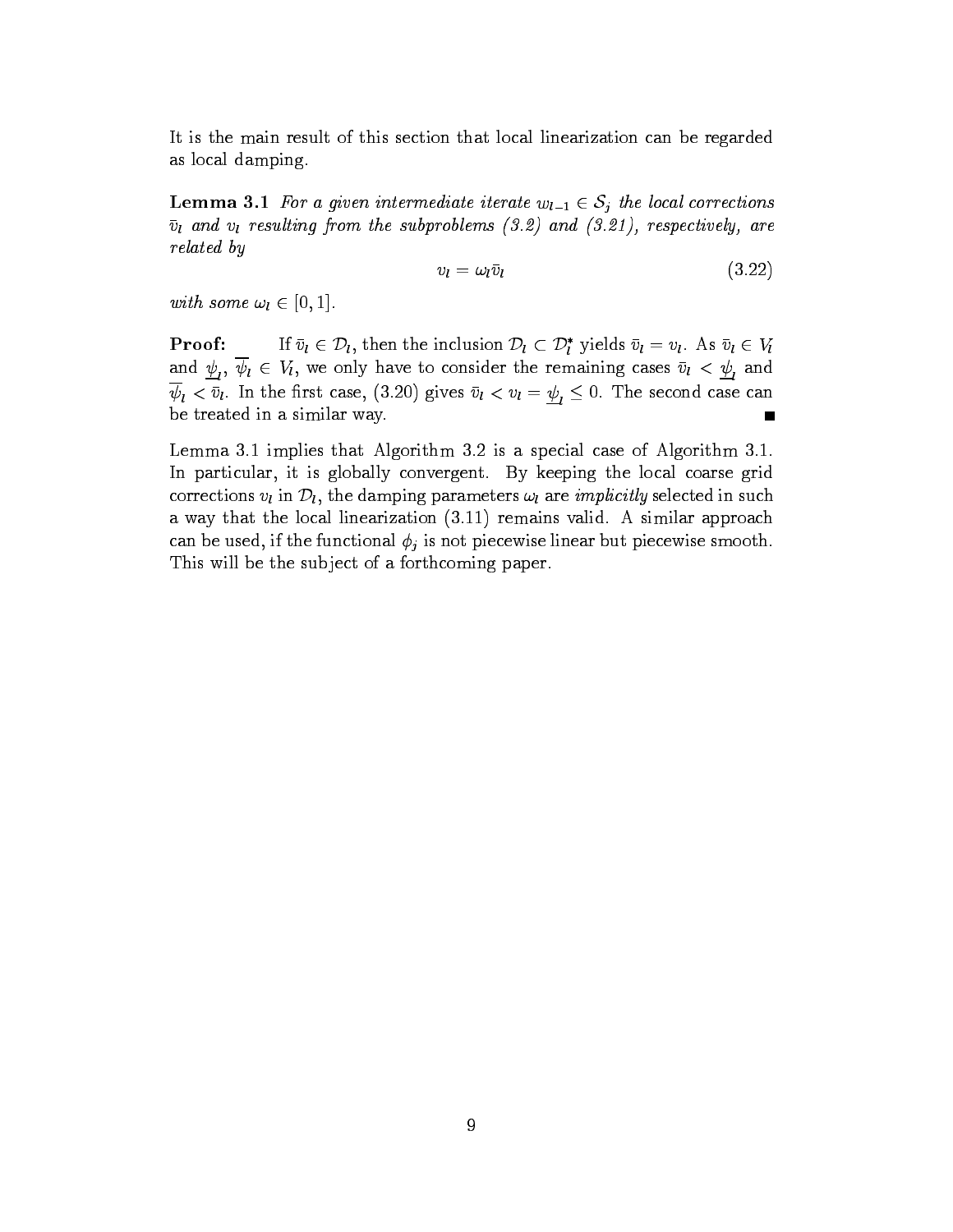It is the main result of this section that local linearization can be regarded as local damping.

**Lemma 3.1** *For a given intermediate iterate $w_{l-1} \in \mathcal{S}_j$ the local corrections $\bar{v}_l$ and $v_l$ resulting from the subproblems (3.2) and (3.21), respectively, are related by*

$$v_l = \omega_l \bar{v}_l \tag{3.22}$$

*with some $\omega_l \in [0, 1]$.*

**Proof:** If $\bar{v}_l \in \mathcal{D}_l$, then the inclusion $\mathcal{D}_l \subset \mathcal{D}_l^*$ yields $\bar{v}_l = v_l$. As $\bar{v}_l \in V_l$ and $\underline{\psi}_l$, $\overline{\psi}_l \in V_l$, we only have to consider the remaining cases $\bar{v}_l < \underline{\psi}_l$ and $\overline{\psi}_l < \bar{v}_l$. In the first case, (3.20) gives $\bar{v}_l < v_l = \underline{\psi}_l \leq 0$. The second case can be treated in a similar way. ∎

Lemma 3.1 implies that Algorithm 3.2 is a special case of Algorithm 3.1. In particular, it is globally convergent. By keeping the local coarse grid corrections $v_l$ in $\mathcal{D}_l$, the damping parameters $\omega_l$ are *implicitly* selected in such a way that the local linearization (3.11) remains valid. A similar approach can be used, if the functional $\phi_j$ is not piecewise linear but piecewise smooth. This will be the subject of a forthcoming paper.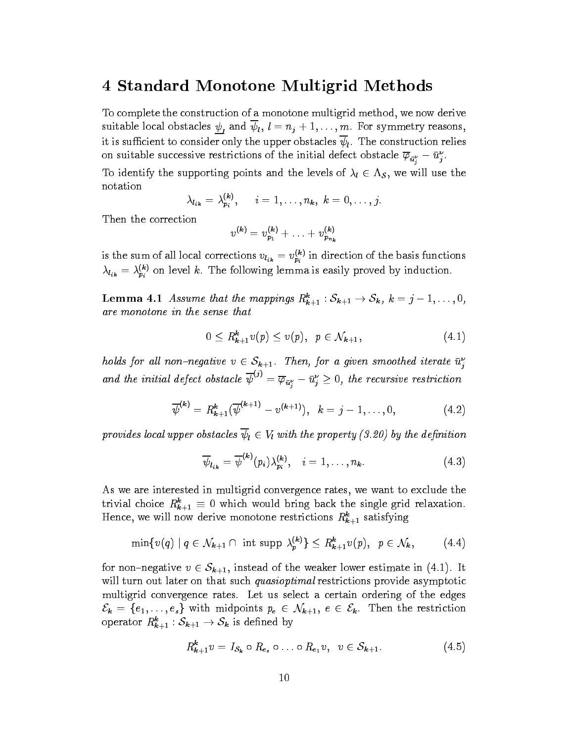# 4 Standard Monotone Multigrid Methods

To complete the construction of a monotone multigrid method, we now derive suitable local obstacles $\underline{\psi}_l$ and $\overline{\psi}_l$, $l = n_j + 1, \ldots, m$. For symmetry reasons, it is sufficient to consider only the upper obstacles $\overline{\psi}_l$. The construction relies on suitable successive restrictions of the initial defect obstacle $\overline{\varphi}_{\bar{u}_j^\nu} - \bar{u}_j^\nu$.

To identify the supporting points and the levels of $\lambda_l \in \Lambda_S$, we will use the notation

$$\lambda_{l_{ik}} = \lambda_{p_i}^{(k)}, \qquad i = 1, \ldots, n_k, \; k = 0, \ldots, j.$$

Then the correction

$$v^{(k)} = v_{p_1}^{(k)} + \ldots + v_{p_{n_k}}^{(k)}$$

is the sum of all local corrections $v_{l_{ik}} = v_{p_i}^{(k)}$ in direction of the basis functions $\lambda_{l_{ik}} = \lambda_{p_i}^{(k)}$ on level $k$. The following lemma is easily proved by induction.

**Lemma 4.1** *Assume that the mappings $R_{k+1}^k : \mathcal{S}_{k+1} \to \mathcal{S}_k$, $k = j-1, \ldots, 0$, are monotone in the sense that*

$$0 \leq R_{k+1}^k v(p) \leq v(p), \;\; p \in \mathcal{N}_{k+1}, \tag{4.1}$$

*holds for all non–negative $v \in \mathcal{S}_{k+1}$. Then, for a given smoothed iterate $\bar{u}_j^\nu$ and the initial defect obstacle $\overline{\psi}^{(j)} = \overline{\varphi}_{\bar{u}_j^\nu} - \bar{u}_j^\nu \geq 0$, the recursive restriction*

$$\overline{\psi}^{(k)} = R_{k+1}^k(\overline{\psi}^{(k+1)} - v^{(k+1)}), \;\; k = j-1, \ldots, 0, \tag{4.2}$$

*provides local upper obstacles $\overline{\psi}_l \in V_l$ with the property (3.20) by the definition*

$$\overline{\psi}_{l_{ik}} = \overline{\psi}^{(k)}(p_i)\lambda_{p_i}^{(k)}, \quad i = 1, \ldots, n_k. \tag{4.3}$$

As we are interested in multigrid convergence rates, we want to exclude the trivial choice $R_{k+1}^k \equiv 0$ which would bring back the single grid relaxation. Hence, we will now derive monotone restrictions $R_{k+1}^k$ satisfying

$$\min\{v(q) \mid q \in \mathcal{N}_{k+1} \cap \text{ int supp } \lambda_p^{(k)}\} \leq R_{k+1}^k v(p), \;\; p \in \mathcal{N}_k, \tag{4.4}$$

for non–negative $v \in \mathcal{S}_{k+1}$, instead of the weaker lower estimate in (4.1). It will turn out later on that such *quasioptimal* restrictions provide asymptotic multigrid convergence rates. Let us select a certain ordering of the edges $\mathcal{E}_k = \{e_1, \ldots, e_s\}$ with midpoints $p_e \in \mathcal{N}_{k+1}$, $e \in \mathcal{E}_k$. Then the restriction operator $R_{k+1}^k : \mathcal{S}_{k+1} \to \mathcal{S}_k$ is defined by

$$R_{k+1}^k v = I_{\mathcal{S}_k} \circ R_{e_s} \circ \ldots \circ R_{e_1} v, \;\; v \in \mathcal{S}_{k+1}. \tag{4.5}$$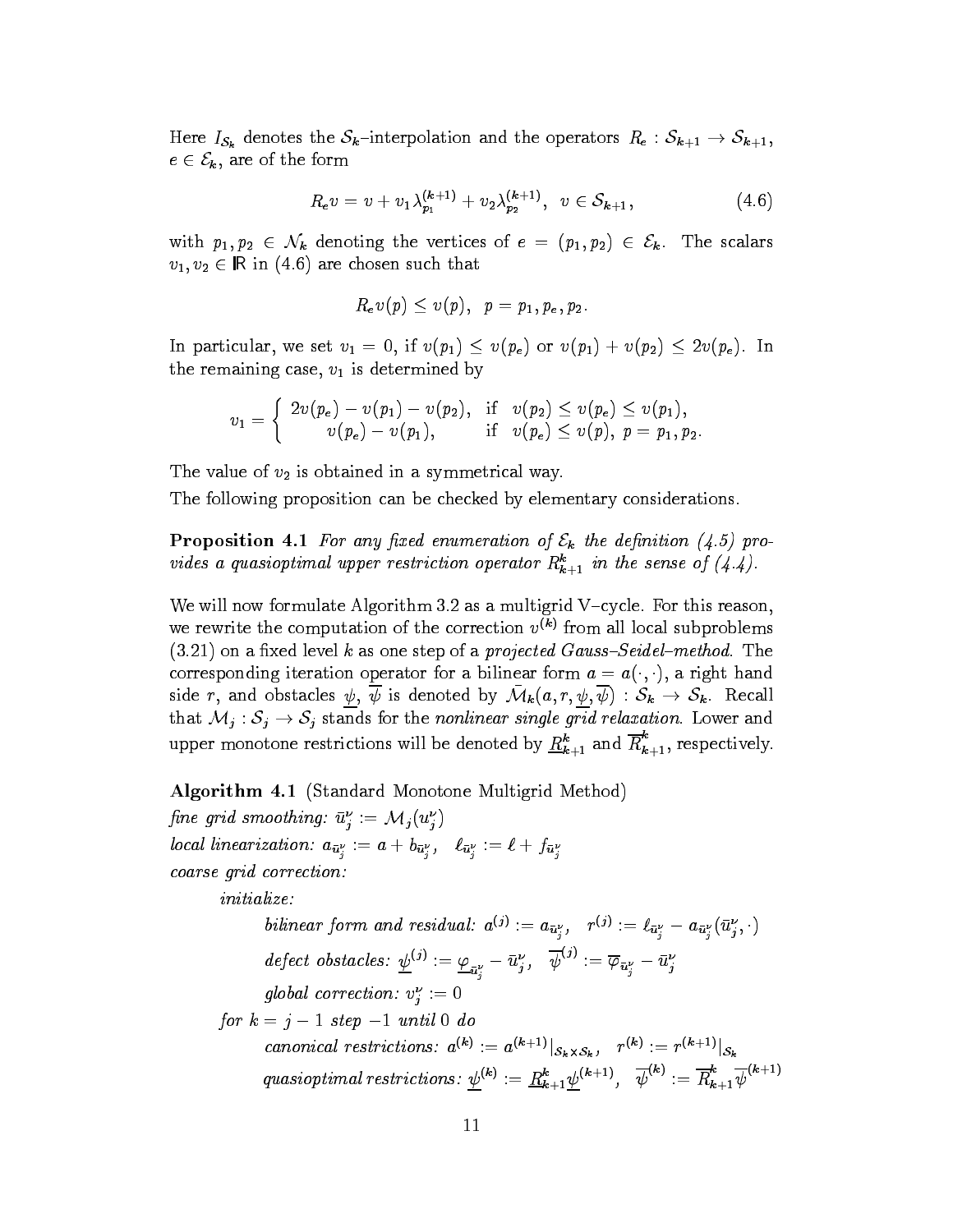Here $I_{\mathcal{S}_k}$ denotes the $\mathcal{S}_k$–interpolation and the operators $R_e : \mathcal{S}_{k+1} \to \mathcal{S}_{k+1}$, $e \in \mathcal{E}_k$, are of the form

$$R_e v = v + v_1 \lambda_{p_1}^{(k+1)} + v_2 \lambda_{p_2}^{(k+1)}, \quad v \in \mathcal{S}_{k+1}, \tag{4.6}$$

with $p_1, p_2 \in \mathcal{N}_k$ denoting the vertices of $e = (p_1, p_2) \in \mathcal{E}_k$. The scalars $v_1, v_2 \in \mathbb{R}$ in (4.6) are chosen such that

$$R_e v(p) \le v(p), \quad p = p_1, p_e, p_2.$$

In particular, we set $v_1 = 0$, if $v(p_1) \le v(p_e)$ or $v(p_1) + v(p_2) \le 2v(p_e)$. In the remaining case, $v_1$ is determined by

$$v_1 = \begin{cases} 2v(p_e) - v(p_1) - v(p_2), & \text{if} \quad v(p_2) \le v(p_e) \le v(p_1), \\ v(p_e) - v(p_1), & \text{if} \quad v(p_e) \le v(p), \ p = p_1, p_2. \end{cases}$$

The value of $v_2$ is obtained in a symmetrical way.

The following proposition can be checked by elementary considerations.

**Proposition 4.1** *For any fixed enumeration of $\mathcal{E}_k$ the definition (4.5) provides a quasioptimal upper restriction operator $R_{k+1}^k$ in the sense of (4.4).*

We will now formulate Algorithm 3.2 as a multigrid V–cycle. For this reason, we rewrite the computation of the correction $v^{(k)}$ from all local subproblems (3.21) on a fixed level $k$ as one step of a *projected Gauss–Seidel–method*. The corresponding iteration operator for a bilinear form $a = a(\cdot, \cdot)$, a right hand side $r$, and obstacles $\underline{\psi}$, $\overline{\psi}$ is denoted by $\bar{\mathcal{M}}_k(a, r, \underline{\psi}, \overline{\psi}) : \mathcal{S}_k \to \mathcal{S}_k$. Recall that $\mathcal{M}_j : \mathcal{S}_j \to \mathcal{S}_j$ stands for the *nonlinear single grid relaxation*. Lower and upper monotone restrictions will be denoted by $\underline{R}_{k+1}^k$ and $\overline{R}_{k+1}^k$, respectively.

**Algorithm 4.1** (Standard Monotone Multigrid Method)

*fine grid smoothing:* $\bar{u}_j^\nu := \mathcal{M}_j(u_j^\nu)$

*local linearization:* $a_{\bar{u}_j^\nu} := a + b_{\bar{u}_j^\nu}$, $\quad \ell_{\bar{u}_j^\nu} := \ell + f_{\bar{u}_j^\nu}$

*coarse grid correction:*

*initialize:*

*bilinear form and residual:* $a^{(j)} := a_{\bar{u}_j^\nu}$, $\quad r^{(j)} := \ell_{\bar{u}_j^\nu} - a_{\bar{u}_j^\nu}(\bar{u}_j^\nu, \cdot)$

*defect obstacles:* $\underline{\psi}^{(j)} := \underline{\varphi}_{\bar{u}_j^\nu} - \bar{u}_j^\nu$, $\quad \overline{\psi}^{(j)} := \overline{\varphi}_{\bar{u}_j^\nu} - \bar{u}_j^\nu$

*global correction:* $v_j^\nu := 0$

*for* $k = j - 1$ *step* $-1$ *until* $0$ *do*

*canonical restrictions:* $a^{(k)} := a^{(k+1)}|_{\mathcal{S}_k \times \mathcal{S}_k}$, $\quad r^{(k)} := r^{(k+1)}|_{\mathcal{S}_k}$

*quasioptimal restrictions:* $\underline{\psi}^{(k)} := \underline{R}_{k+1}^k \underline{\psi}^{(k+1)}$, $\quad \overline{\psi}^{(k)} := \overline{R}_{k+1}^k \overline{\psi}^{(k+1)}$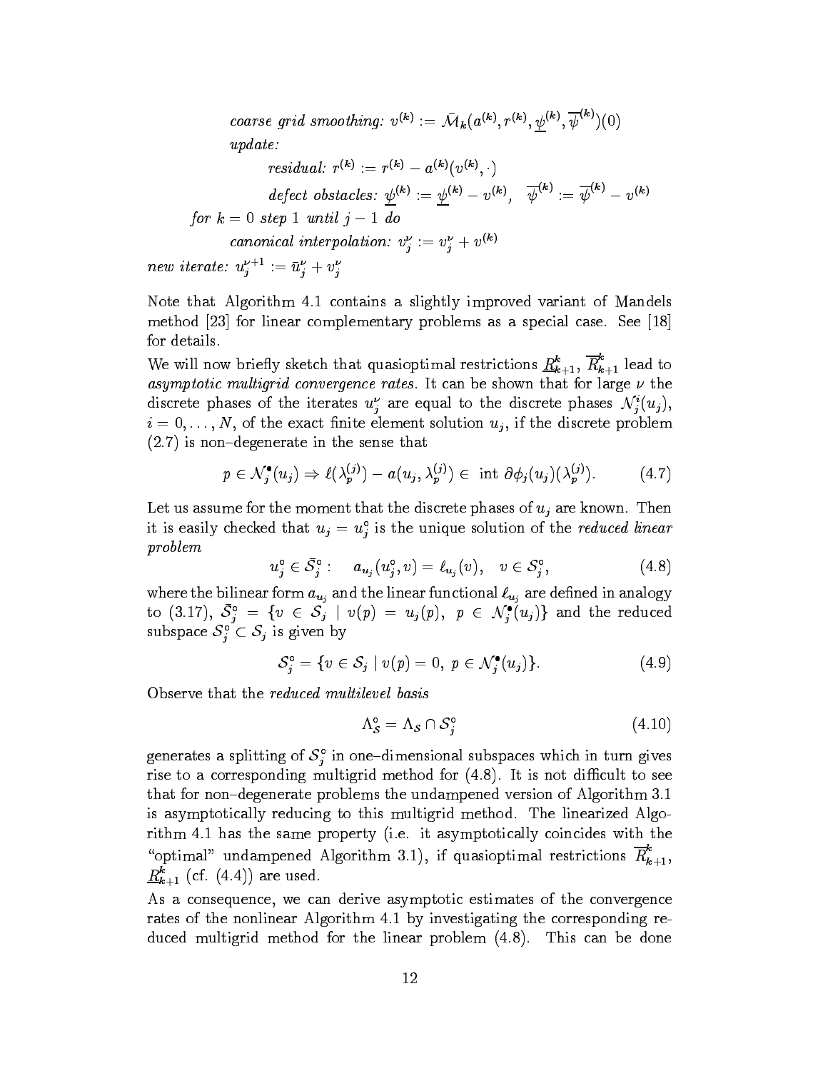*coarse grid smoothing:* $v^{(k)} := \bar{\mathcal{M}}_k(a^{(k)}, r^{(k)}, \underline{\psi}^{(k)}, \overline{\psi}^{(k)})(0)$

*update:*

*residual:* $r^{(k)} := r^{(k)} - a^{(k)}(v^{(k)}, \cdot)$

*defect obstacles:* $\underline{\psi}^{(k)} := \underline{\psi}^{(k)} - v^{(k)}, \quad \overline{\psi}^{(k)} := \overline{\psi}^{(k)} - v^{(k)}$

*for* $k = 0$ *step* $1$ *until* $j - 1$ *do*

*canonical interpolation:* $v_j^\nu := v_j^\nu + v^{(k)}$

*new iterate:* $u_j^{\nu+1} := \bar{u}_j^\nu + v_j^\nu$

Note that Algorithm 4.1 contains a slightly improved variant of Mandels method [23] for linear complementary problems as a special case. See [18] for details.

We will now briefly sketch that quasioptimal restrictions $\underline{R}_{k+1}^k$, $\overline{R}_{k+1}^k$ lead to *asymptotic multigrid convergence rates*. It can be shown that for large $\nu$ the discrete phases of the iterates $u_j^\nu$ are equal to the discrete phases $\mathcal{N}_j^i(u_j)$, $i = 0, \ldots, N$, of the exact finite element solution $u_j$, if the discrete problem (2.7) is non–degenerate in the sense that

$$p \in \mathcal{N}_j^\bullet(u_j) \Rightarrow \ell(\lambda_p^{(j)}) - a(u_j, \lambda_p^{(j)}) \in \text{ int } \partial\phi_j(u_j)(\lambda_p^{(j)}). \tag{4.7}$$

Let us assume for the moment that the discrete phases of $u_j$ are known. Then it is easily checked that $u_j = u_j^\circ$ is the unique solution of the *reduced linear problem*

$$u_j^\circ \in \bar{\mathcal{S}}_j^\circ : \quad a_{u_j}(u_j^\circ, v) = \ell_{u_j}(v), \quad v \in \mathcal{S}_j^\circ, \tag{4.8}$$

where the bilinear form $a_{u_j}$ and the linear functional $\ell_{u_j}$ are defined in analogy to (3.17), $\bar{\mathcal{S}}_j^\circ = \{v \in \mathcal{S}_j \mid v(p) = u_j(p), \ p \in \mathcal{N}_j^\bullet(u_j)\}$ and the reduced subspace $\mathcal{S}_j^\circ \subset \mathcal{S}_j$ is given by

$$\mathcal{S}_j^\circ = \{v \in \mathcal{S}_j \mid v(p) = 0, \ p \in \mathcal{N}_j^\bullet(u_j)\}. \tag{4.9}$$

Observe that the *reduced multilevel basis*

$$\Lambda_{\mathcal{S}}^\circ = \Lambda_{\mathcal{S}} \cap \mathcal{S}_j^\circ \tag{4.10}$$

generates a splitting of $\mathcal{S}_j^\circ$ in one–dimensional subspaces which in turn gives rise to a corresponding multigrid method for (4.8). It is not difficult to see that for non–degenerate problems the undampened version of Algorithm 3.1 is asymptotically reducing to this multigrid method. The linearized Algorithm 4.1 has the same property (i.e. it asymptotically coincides with the "optimal" undampened Algorithm 3.1), if quasioptimal restrictions $\overline{R}_{k+1}^k$, $\underline{R}_{k+1}^k$ (cf. (4.4)) are used.

As a consequence, we can derive asymptotic estimates of the convergence rates of the nonlinear Algorithm 4.1 by investigating the corresponding reduced multigrid method for the linear problem (4.8). This can be done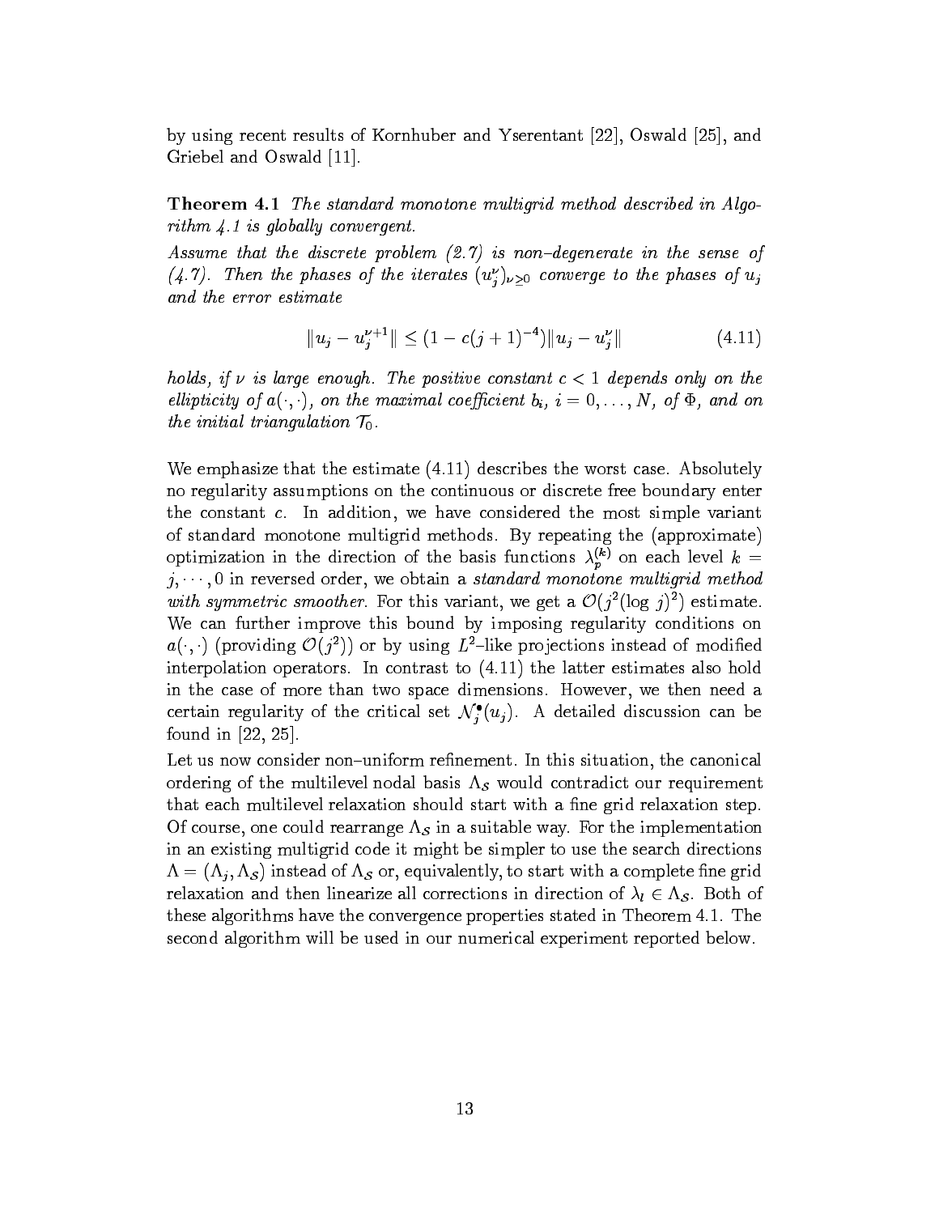by using recent results of Kornhuber and Yserentant [22], Oswald [25], and Griebel and Oswald [11].

**Theorem 4.1** *The standard monotone multigrid method described in Algorithm 4.1 is globally convergent.*

*Assume that the discrete problem (2.7) is non–degenerate in the sense of (4.7). Then the phases of the iterates $(u_j^\nu)_{\nu\geq 0}$ converge to the phases of $u_j$ and the error estimate*

$$\|u_j - u_j^{\nu+1}\| \leq (1 - c(j+1)^{-4})\|u_j - u_j^\nu\| \tag{4.11}$$

*holds, if $\nu$ is large enough. The positive constant $c < 1$ depends only on the ellipticity of $a(\cdot,\cdot)$, on the maximal coefficient $b_i$, $i = 0, \ldots, N$, of $\Phi$, and on the initial triangulation $\mathcal{T}_0$.*

We emphasize that the estimate (4.11) describes the worst case. Absolutely no regularity assumptions on the continuous or discrete free boundary enter the constant $c$. In addition, we have considered the most simple variant of standard monotone multigrid methods. By repeating the (approximate) optimization in the direction of the basis functions $\lambda_p^{(k)}$ on each level $k = j, \cdots, 0$ in reversed order, we obtain a *standard monotone multigrid method with symmetric smoother*. For this variant, we get a $\mathcal{O}(j^2(\log\, j)^2)$ estimate. We can further improve this bound by imposing regularity conditions on $a(\cdot,\cdot)$ (providing $\mathcal{O}(j^2)$) or by using $L^2$–like projections instead of modified interpolation operators. In contrast to (4.11) the latter estimates also hold in the case of more than two space dimensions. However, we then need a certain regularity of the critical set $\mathcal{N}_j^\bullet(u_j)$. A detailed discussion can be found in [22, 25].

Let us now consider non–uniform refinement. In this situation, the canonical ordering of the multilevel nodal basis $\Lambda_{\mathcal{S}}$ would contradict our requirement that each multilevel relaxation should start with a fine grid relaxation step. Of course, one could rearrange $\Lambda_{\mathcal{S}}$ in a suitable way. For the implementation in an existing multigrid code it might be simpler to use the search directions $\Lambda = (\Lambda_j, \Lambda_{\mathcal{S}})$ instead of $\Lambda_{\mathcal{S}}$ or, equivalently, to start with a complete fine grid relaxation and then linearize all corrections in direction of $\lambda_l \in \Lambda_{\mathcal{S}}$. Both of these algorithms have the convergence properties stated in Theorem 4.1. The second algorithm will be used in our numerical experiment reported below.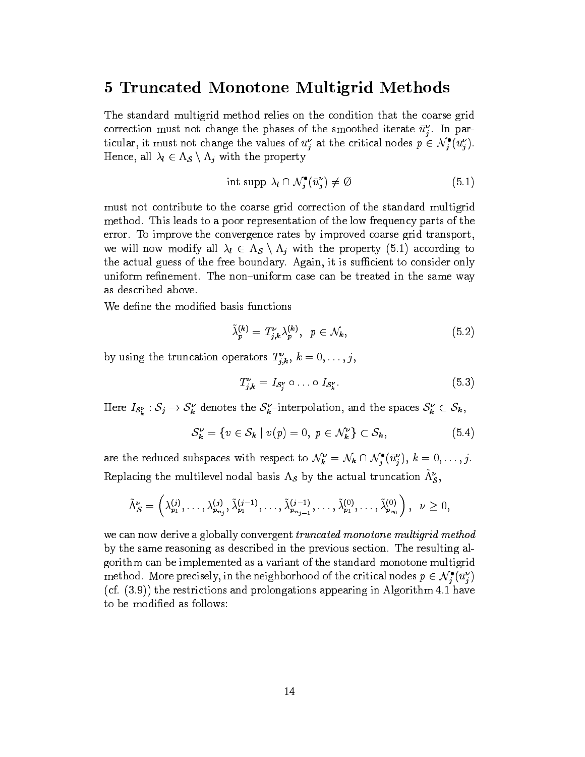# 5 Truncated Monotone Multigrid Methods

The standard multigrid method relies on the condition that the coarse grid correction must not change the phases of the smoothed iterate $\bar{u}_j^\nu$. In particular, it must not change the values of $\bar{u}_j^\nu$ at the critical nodes $p \in \mathcal{N}_j^\bullet(\bar{u}_j^\nu)$. Hence, all $\lambda_l \in \Lambda_{\mathcal{S}} \setminus \Lambda_j$ with the property

$$\text{int supp } \lambda_l \cap \mathcal{N}_j^\bullet(\bar{u}_j^\nu) \neq \emptyset \tag{5.1}$$

must not contribute to the coarse grid correction of the standard multigrid method. This leads to a poor representation of the low frequency parts of the error. To improve the convergence rates by improved coarse grid transport, we will now modify all $\lambda_l \in \Lambda_{\mathcal{S}} \setminus \Lambda_j$ with the property (5.1) according to the actual guess of the free boundary. Again, it is sufficient to consider only uniform refinement. The non–uniform case can be treated in the same way as described above.

We define the modified basis functions

$$\tilde{\lambda}_p^{(k)} = T_{j,k}^\nu \lambda_p^{(k)}, \quad p \in \mathcal{N}_k, \tag{5.2}$$

by using the truncation operators $T_{j,k}^\nu$, $k = 0, \ldots, j$,

$$T_{j,k}^\nu = I_{\mathcal{S}_j^\nu} \circ \ldots \circ I_{\mathcal{S}_k^\nu}. \tag{5.3}$$

Here $I_{\mathcal{S}_k^\nu} : \mathcal{S}_j \to \mathcal{S}_k^\nu$ denotes the $\mathcal{S}_k^\nu$–interpolation, and the spaces $\mathcal{S}_k^\nu \subset \mathcal{S}_k$,

$$\mathcal{S}_k^\nu = \{v \in \mathcal{S}_k \mid v(p) = 0, \ p \in \mathcal{N}_k^\nu\} \subset \mathcal{S}_k, \tag{5.4}$$

are the reduced subspaces with respect to $\mathcal{N}_k^\nu = \mathcal{N}_k \cap \mathcal{N}_j^\bullet(\bar{u}_j^\nu)$, $k = 0, \ldots, j$. Replacing the multilevel nodal basis $\Lambda_{\mathcal{S}}$ by the actual truncation $\tilde{\Lambda}_{\mathcal{S}}^\nu$,

$$\tilde{\Lambda}_{\mathcal{S}}^\nu = \left(\lambda_{p_1}^{(j)}, \ldots, \lambda_{p_{n_j}}^{(j)}, \tilde{\lambda}_{p_1}^{(j-1)}, \ldots, \tilde{\lambda}_{p_{n_{j-1}}}^{(j-1)}, \ldots, \tilde{\lambda}_{p_1}^{(0)}, \ldots, \tilde{\lambda}_{p_{n_0}}^{(0)}\right), \quad \nu \geq 0,$$

we can now derive a globally convergent *truncated monotone multigrid method* by the same reasoning as described in the previous section. The resulting algorithm can be implemented as a variant of the standard monotone multigrid method. More precisely, in the neighborhood of the critical nodes $p \in \mathcal{N}_j^\bullet(\bar{u}_j^\nu)$ (cf. (3.9)) the restrictions and prolongations appearing in Algorithm 4.1 have to be modified as follows: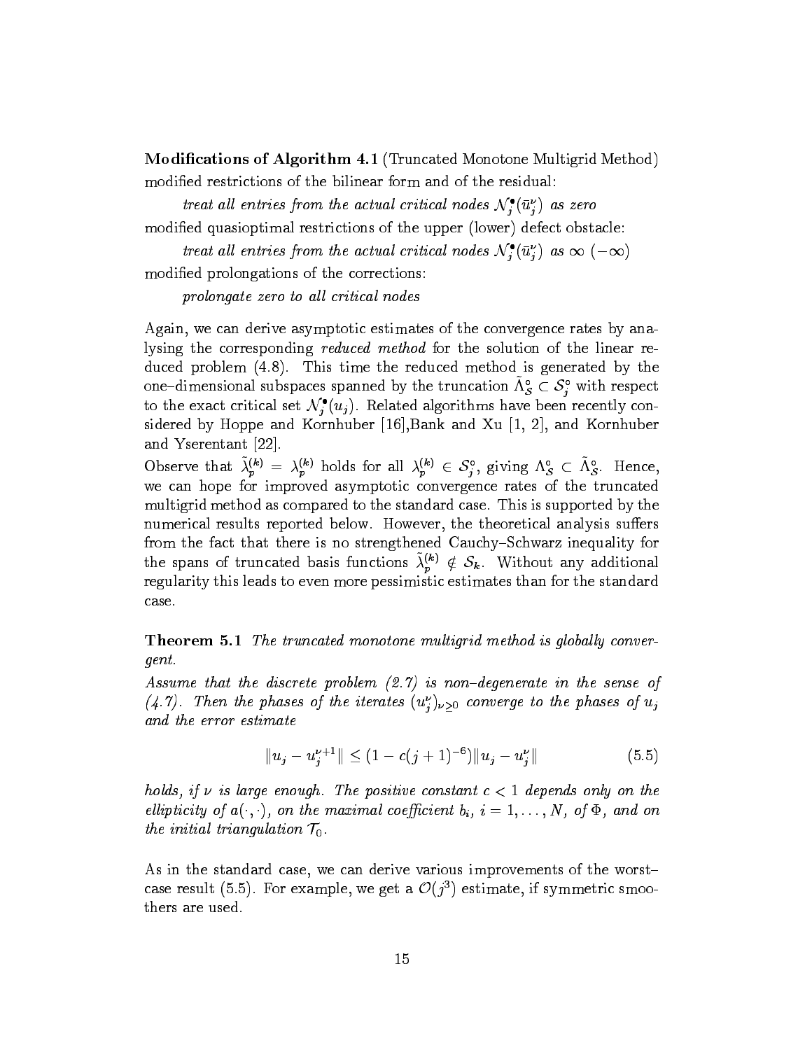**Modifications of Algorithm 4.1** (Truncated Monotone Multigrid Method)
modified restrictions of the bilinear form and of the residual:

*treat all entries from the actual critical nodes* $\mathcal{N}_j^{\bullet}(\bar{u}_j^{\nu})$ *as zero*

modified quasioptimal restrictions of the upper (lower) defect obstacle:

*treat all entries from the actual critical nodes* $\mathcal{N}_j^{\bullet}(\bar{u}_j^{\nu})$ *as* $\infty$ $(-\infty)$

modified prolongations of the corrections:

*prolongate zero to all critical nodes*

Again, we can derive asymptotic estimates of the convergence rates by analysing the corresponding *reduced method* for the solution of the linear reduced problem (4.8). This time the reduced method is generated by the one–dimensional subspaces spanned by the truncation $\tilde{\Lambda}_{\mathcal{S}}^{\circ} \subset \mathcal{S}_j^{\circ}$ with respect to the exact critical set $\mathcal{N}_j^{\bullet}(u_j)$. Related algorithms have been recently considered by Hoppe and Kornhuber [16],Bank and Xu [1, 2], and Kornhuber and Yserentant [22].

Observe that $\tilde{\lambda}_p^{(k)} = \lambda_p^{(k)}$ holds for all $\lambda_p^{(k)} \in \mathcal{S}_j^{\circ}$, giving $\Lambda_{\mathcal{S}}^{\circ} \subset \tilde{\Lambda}_{\mathcal{S}}^{\circ}$. Hence, we can hope for improved asymptotic convergence rates of the truncated multigrid method as compared to the standard case. This is supported by the numerical results reported below. However, the theoretical analysis suffers from the fact that there is no strengthened Cauchy–Schwarz inequality for the spans of truncated basis functions $\tilde{\lambda}_p^{(k)} \notin \mathcal{S}_k$. Without any additional regularity this leads to even more pessimistic estimates than for the standard case.

**Theorem 5.1** *The truncated monotone multigrid method is globally convergent.*

*Assume that the discrete problem (2.7) is non–degenerate in the sense of (4.7). Then the phases of the iterates* $(u_j^{\nu})_{\nu \geq 0}$ *converge to the phases of* $u_j$ *and the error estimate*

$$\|u_j - u_j^{\nu+1}\| \leq (1 - c(j+1)^{-6})\|u_j - u_j^{\nu}\| \tag{5.5}$$

*holds, if* $\nu$ *is large enough. The positive constant* $c < 1$ *depends only on the ellipticity of* $a(\cdot,\cdot)$*, on the maximal coefficient* $b_i$*,* $i = 1, \ldots, N$*, of* $\Phi$*, and on the initial triangulation* $\mathcal{T}_0$*.*

As in the standard case, we can derive various improvements of the worst–case result (5.5). For example, we get a $\mathcal{O}(j^3)$ estimate, if symmetric smoothers are used.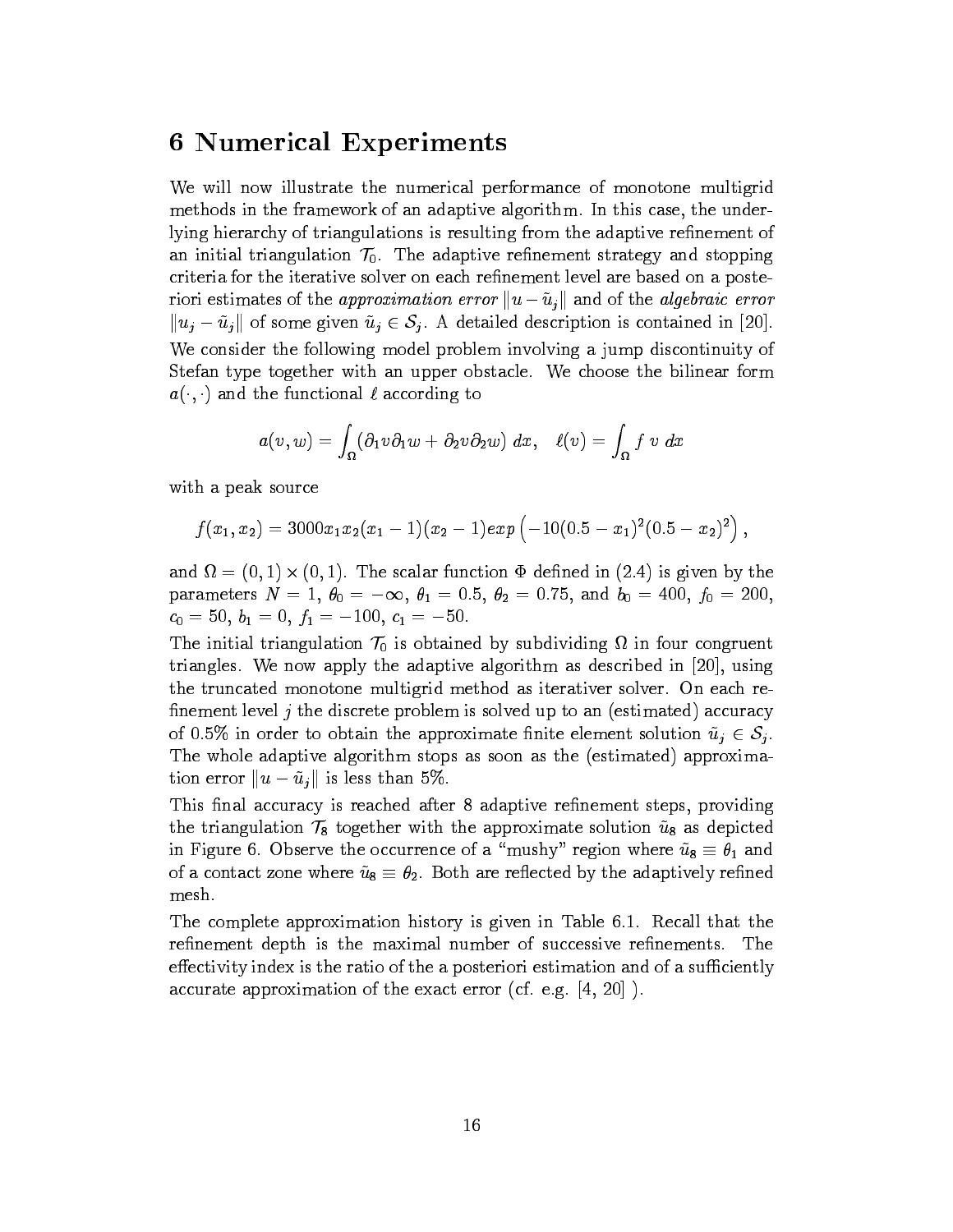## 6 Numerical Experiments

We will now illustrate the numerical performance of monotone multigrid methods in the framework of an adaptive algorithm. In this case, the underlying hierarchy of triangulations is resulting from the adaptive refinement of an initial triangulation $\mathcal{T}_0$. The adaptive refinement strategy and stopping criteria for the iterative solver on each refinement level are based on a posteriori estimates of the *approximation error* $\|u - \tilde{u}_j\|$ and of the *algebraic error* $\|u_j - \tilde{u}_j\|$ of some given $\tilde{u}_j \in \mathcal{S}_j$. A detailed description is contained in [20].

We consider the following model problem involving a jump discontinuity of Stefan type together with an upper obstacle. We choose the bilinear form $a(\cdot,\cdot)$ and the functional $\ell$ according to

$$a(v,w) = \int_\Omega (\partial_1 v \partial_1 w + \partial_2 v \partial_2 w)\ dx, \quad \ell(v) = \int_\Omega f\ v\ dx$$

with a peak source

$$f(x_1, x_2) = 3000 x_1 x_2 (x_1 - 1)(x_2 - 1) exp\left(-10(0.5 - x_1)^2 (0.5 - x_2)^2\right),$$

and $\Omega = (0,1) \times (0,1)$. The scalar function $\Phi$ defined in (2.4) is given by the parameters $N = 1$, $\theta_0 = -\infty$, $\theta_1 = 0.5$, $\theta_2 = 0.75$, and $b_0 = 400$, $f_0 = 200$, $c_0 = 50$, $b_1 = 0$, $f_1 = -100$, $c_1 = -50$.

The initial triangulation $\mathcal{T}_0$ is obtained by subdividing $\Omega$ in four congruent triangles. We now apply the adaptive algorithm as described in [20], using the truncated monotone multigrid method as iterativer solver. On each refinement level $j$ the discrete problem is solved up to an (estimated) accuracy of 0.5% in order to obtain the approximate finite element solution $\tilde{u}_j \in \mathcal{S}_j$. The whole adaptive algorithm stops as soon as the (estimated) approximation error $\|u - \tilde{u}_j\|$ is less than 5%.

This final accuracy is reached after 8 adaptive refinement steps, providing the triangulation $\mathcal{T}_8$ together with the approximate solution $\tilde{u}_8$ as depicted in Figure 6. Observe the occurrence of a "mushy" region where $\tilde{u}_8 \equiv \theta_1$ and of a contact zone where $\tilde{u}_8 \equiv \theta_2$. Both are reflected by the adaptively refined mesh.

The complete approximation history is given in Table 6.1. Recall that the refinement depth is the maximal number of successive refinements. The effectivity index is the ratio of the a posteriori estimation and of a sufficiently accurate approximation of the exact error (cf. e.g. [4, 20] ).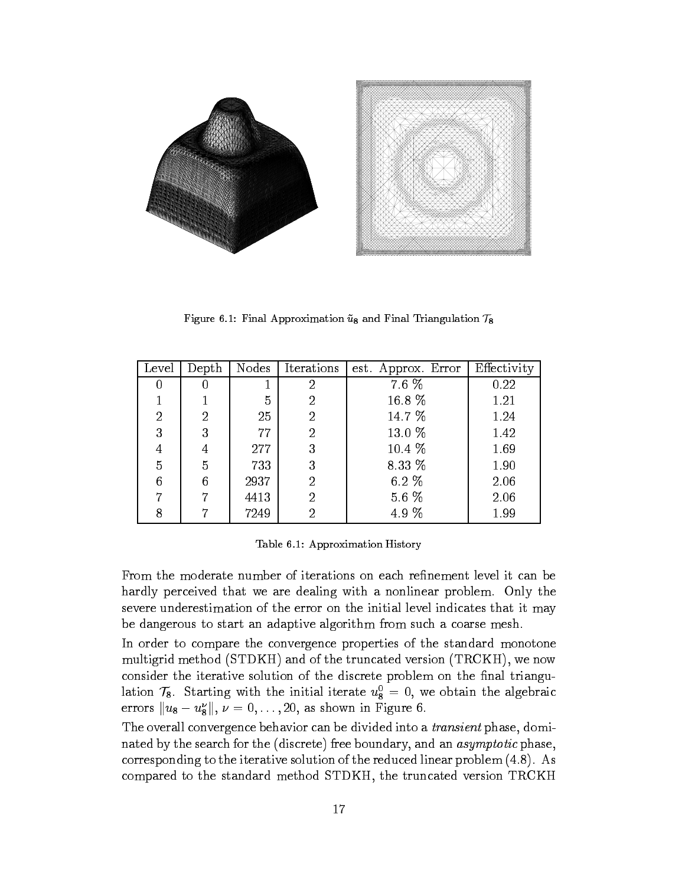Figure 6.1: Final Approximation $\tilde{u}_8$ and Final Triangulation $\mathcal{T}_8$

| Level | Depth | Nodes | Iterations | est. Approx. Error | Effectivity |
|---|---|---|---|---|---|
| 0 | 0 | 1 | 2 | 7.6 % | 0.22 |
| 1 | 1 | 5 | 2 | 16.8 % | 1.21 |
| 2 | 2 | 25 | 2 | 14.7 % | 1.24 |
| 3 | 3 | 77 | 2 | 13.0 % | 1.42 |
| 4 | 4 | 277 | 3 | 10.4 % | 1.69 |
| 5 | 5 | 733 | 3 | 8.33 % | 1.90 |
| 6 | 6 | 2937 | 2 | 6.2 % | 2.06 |
| 7 | 7 | 4413 | 2 | 5.6 % | 2.06 |
| 8 | 7 | 7249 | 2 | 4.9 % | 1.99 |

Table 6.1: Approximation History

From the moderate number of iterations on each refinement level it can be hardly perceived that we are dealing with a nonlinear problem. Only the severe underestimation of the error on the initial level indicates that it may be dangerous to start an adaptive algorithm from such a coarse mesh.

In order to compare the convergence properties of the standard monotone multigrid method (STDKH) and of the truncated version (TRCKH), we now consider the iterative solution of the discrete problem on the final triangulation $\mathcal{T}_8$. Starting with the initial iterate $u_8^0 = 0$, we obtain the algebraic errors $\|u_8 - u_8^\nu\|$, $\nu = 0, \ldots, 20$, as shown in Figure 6.

The overall convergence behavior can be divided into a *transient* phase, dominated by the search for the (discrete) free boundary, and an *asymptotic* phase, corresponding to the iterative solution of the reduced linear problem (4.8). As compared to the standard method STDKH, the truncated version TRCKH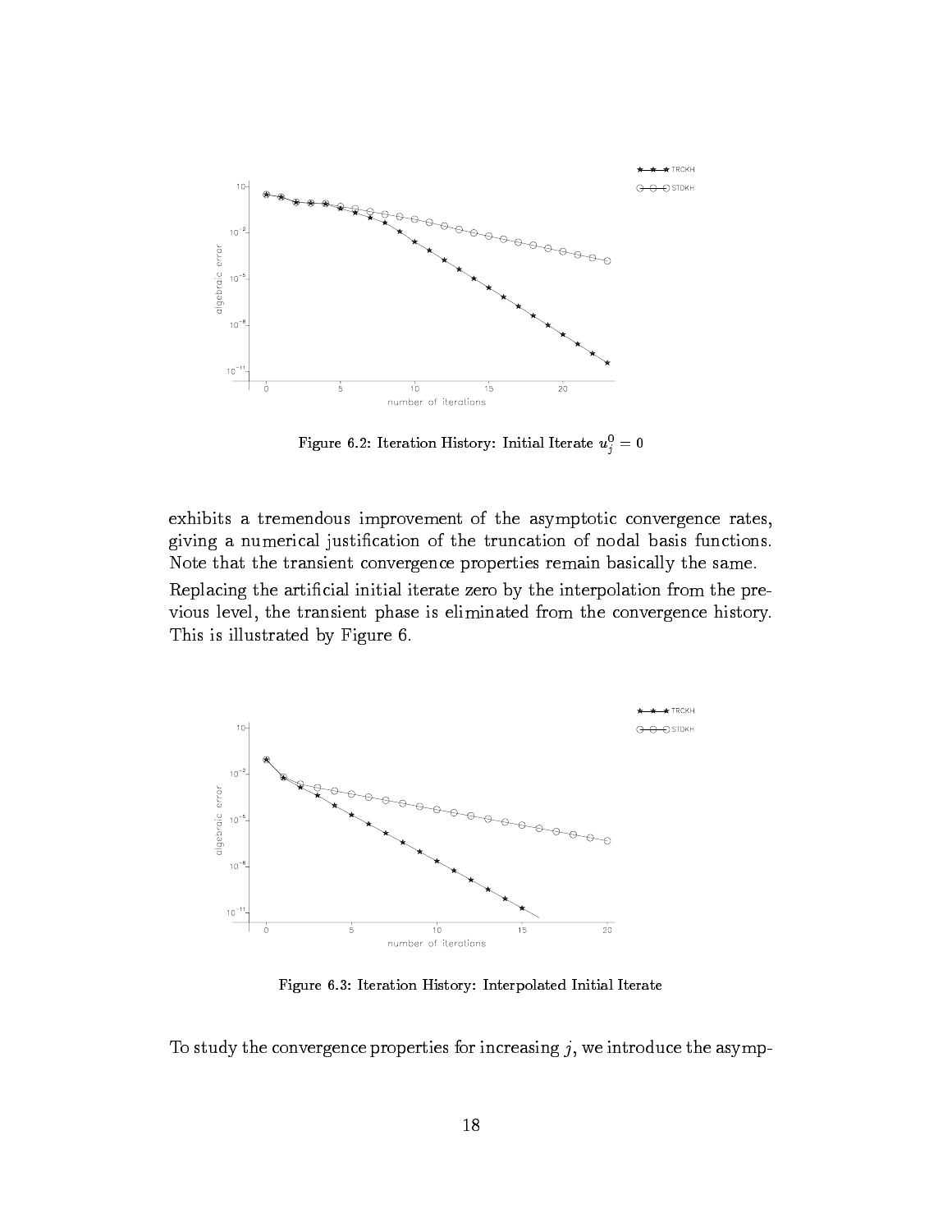Figure 6.2: Iteration History: Initial Iterate $u_j^0 = 0$

exhibits a tremendous improvement of the asymptotic convergence rates, giving a numerical justification of the truncation of nodal basis functions. Note that the transient convergence properties remain basically the same.

Replacing the artificial initial iterate zero by the interpolation from the previous level, the transient phase is eliminated from the convergence history. This is illustrated by Figure 6.

Figure 6.3: Iteration History: Interpolated Initial Iterate

To study the convergence properties for increasing $j$, we introduce the asymp-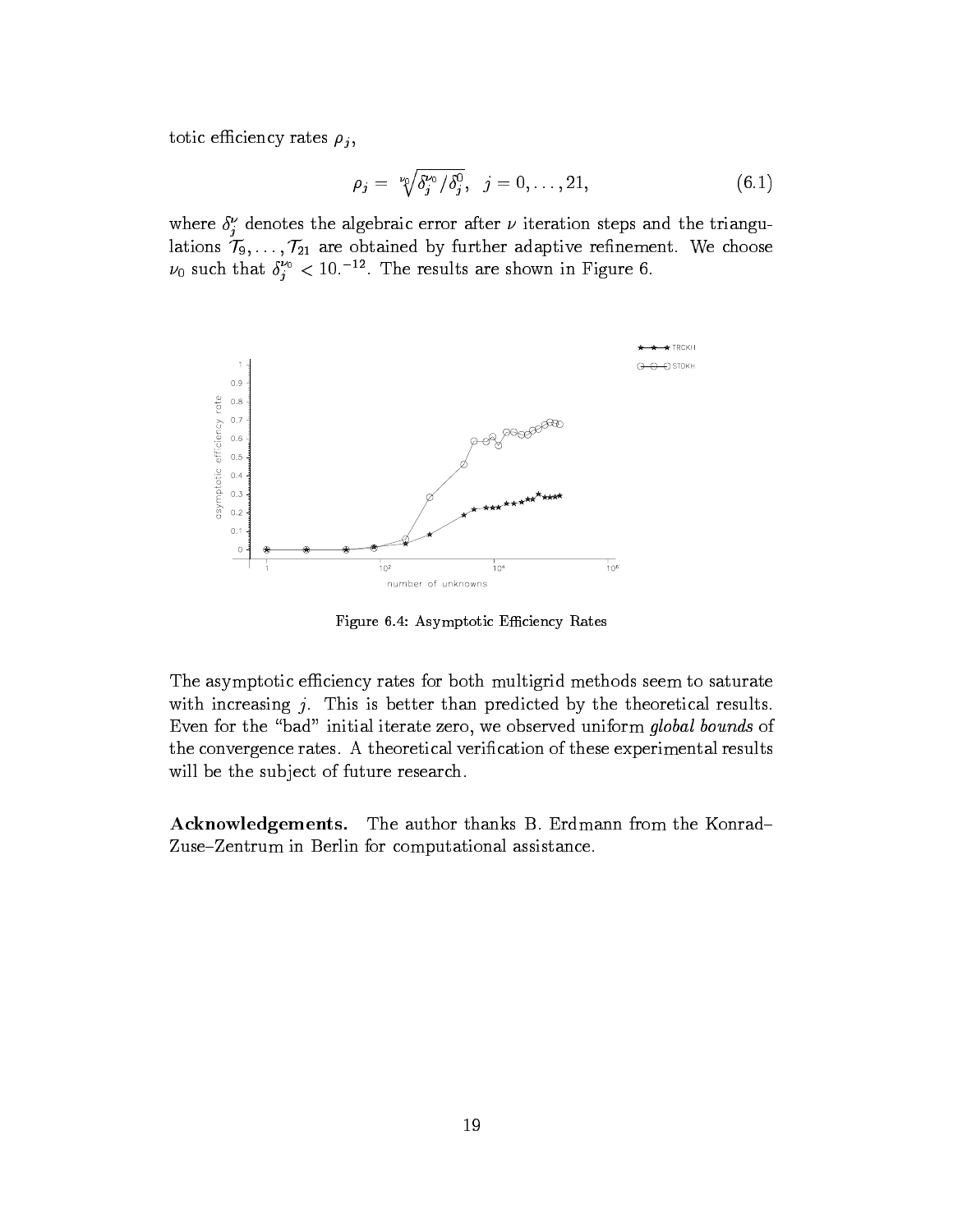totic efficiency rates $\rho_j$,

$$\rho_j = \sqrt[\nu_0]{\delta_j^{\nu_0}/\delta_j^0}, \quad j = 0, \ldots, 21, \tag{6.1}$$

where $\delta_j^\nu$ denotes the algebraic error after $\nu$ iteration steps and the triangulations $\mathcal{T}_9, \ldots, \mathcal{T}_{21}$ are obtained by further adaptive refinement. We choose $\nu_0$ such that $\delta_j^{\nu_0} < 10.^{-12}$. The results are shown in Figure 6.

Figure 6.4: Asymptotic Efficiency Rates

The asymptotic efficiency rates for both multigrid methods seem to saturate with increasing $j$. This is better than predicted by the theoretical results. Even for the "bad" initial iterate zero, we observed uniform *global bounds* of the convergence rates. A theoretical verification of these experimental results will be the subject of future research.

**Acknowledgements.** The author thanks B. Erdmann from the Konrad–Zuse–Zentrum in Berlin for computational assistance.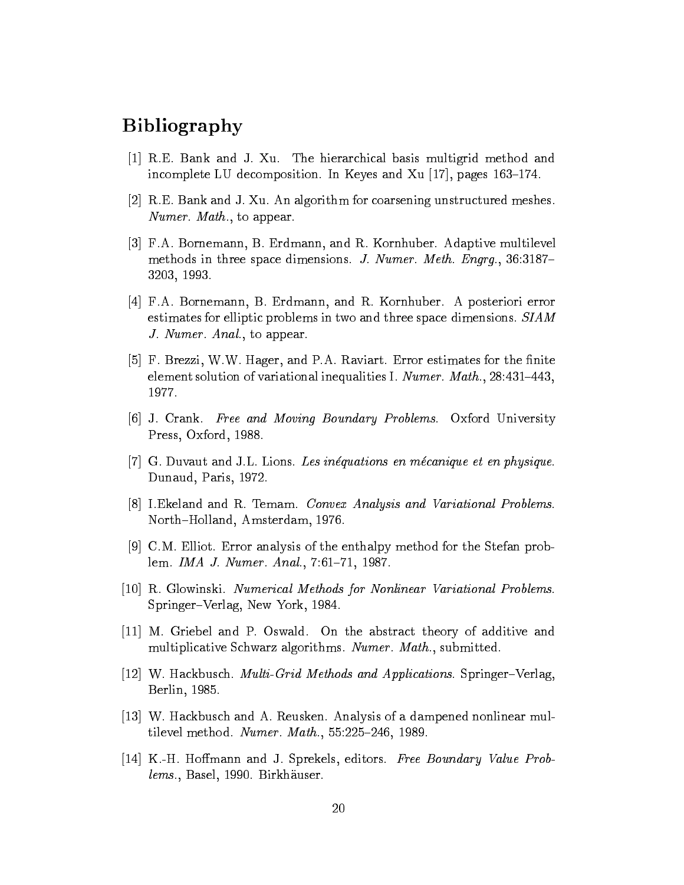# Bibliography

[1] R.E. Bank and J. Xu. The hierarchical basis multigrid method and incomplete LU decomposition. In Keyes and Xu [17], pages 163–174.

[2] R.E. Bank and J. Xu. An algorithm for coarsening unstructured meshes. *Numer. Math.*, to appear.

[3] F.A. Bornemann, B. Erdmann, and R. Kornhuber. Adaptive multilevel methods in three space dimensions. *J. Numer. Meth. Engrg.*, 36:3187–3203, 1993.

[4] F.A. Bornemann, B. Erdmann, and R. Kornhuber. A posteriori error estimates for elliptic problems in two and three space dimensions. *SIAM J. Numer. Anal.*, to appear.

[5] F. Brezzi, W.W. Hager, and P.A. Raviart. Error estimates for the finite element solution of variational inequalities I. *Numer. Math.*, 28:431–443, 1977.

[6] J. Crank. *Free and Moving Boundary Problems*. Oxford University Press, Oxford, 1988.

[7] G. Duvaut and J.L. Lions. *Les inéquations en mécanique et en physique*. Dunaud, Paris, 1972.

[8] I.Ekeland and R. Temam. *Convex Analysis and Variational Problems*. North–Holland, Amsterdam, 1976.

[9] C.M. Elliot. Error analysis of the enthalpy method for the Stefan problem. *IMA J. Numer. Anal.*, 7:61–71, 1987.

[10] R. Glowinski. *Numerical Methods for Nonlinear Variational Problems*. Springer–Verlag, New York, 1984.

[11] M. Griebel and P. Oswald. On the abstract theory of additive and multiplicative Schwarz algorithms. *Numer. Math.*, submitted.

[12] W. Hackbusch. *Multi-Grid Methods and Applications*. Springer–Verlag, Berlin, 1985.

[13] W. Hackbusch and A. Reusken. Analysis of a dampened nonlinear multilevel method. *Numer. Math.*, 55:225–246, 1989.

[14] K.-H. Hoffmann and J. Sprekels, editors. *Free Boundary Value Problems.*, Basel, 1990. Birkhäuser.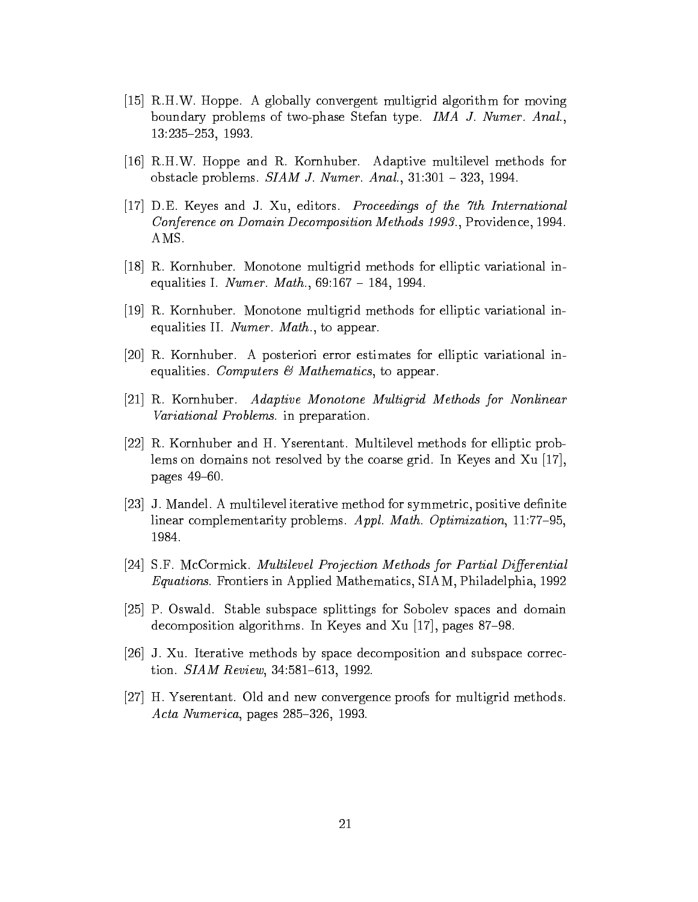[15] R.H.W. Hoppe. A globally convergent multigrid algorithm for moving boundary problems of two-phase Stefan type. *IMA J. Numer. Anal.*, 13:235–253, 1993.

[16] R.H.W. Hoppe and R. Kornhuber. Adaptive multilevel methods for obstacle problems. *SIAM J. Numer. Anal.*, 31:301 – 323, 1994.

[17] D.E. Keyes and J. Xu, editors. *Proceedings of the 7th International Conference on Domain Decomposition Methods 1993.*, Providence, 1994. AMS.

[18] R. Kornhuber. Monotone multigrid methods for elliptic variational inequalities I. *Numer. Math.*, 69:167 – 184, 1994.

[19] R. Kornhuber. Monotone multigrid methods for elliptic variational inequalities II. *Numer. Math.*, to appear.

[20] R. Kornhuber. A posteriori error estimates for elliptic variational inequalities. *Computers & Mathematics*, to appear.

[21] R. Kornhuber. *Adaptive Monotone Multigrid Methods for Nonlinear Variational Problems.* in preparation.

[22] R. Kornhuber and H. Yserentant. Multilevel methods for elliptic problems on domains not resolved by the coarse grid. In Keyes and Xu [17], pages 49–60.

[23] J. Mandel. A multilevel iterative method for symmetric, positive definite linear complementarity problems. *Appl. Math. Optimization*, 11:77–95, 1984.

[24] S.F. McCormick. *Multilevel Projection Methods for Partial Differential Equations.* Frontiers in Applied Mathematics, SIAM, Philadelphia, 1992

[25] P. Oswald. Stable subspace splittings for Sobolev spaces and domain decomposition algorithms. In Keyes and Xu [17], pages 87–98.

[26] J. Xu. Iterative methods by space decomposition and subspace correction. *SIAM Review*, 34:581–613, 1992.

[27] H. Yserentant. Old and new convergence proofs for multigrid methods. *Acta Numerica*, pages 285–326, 1993.